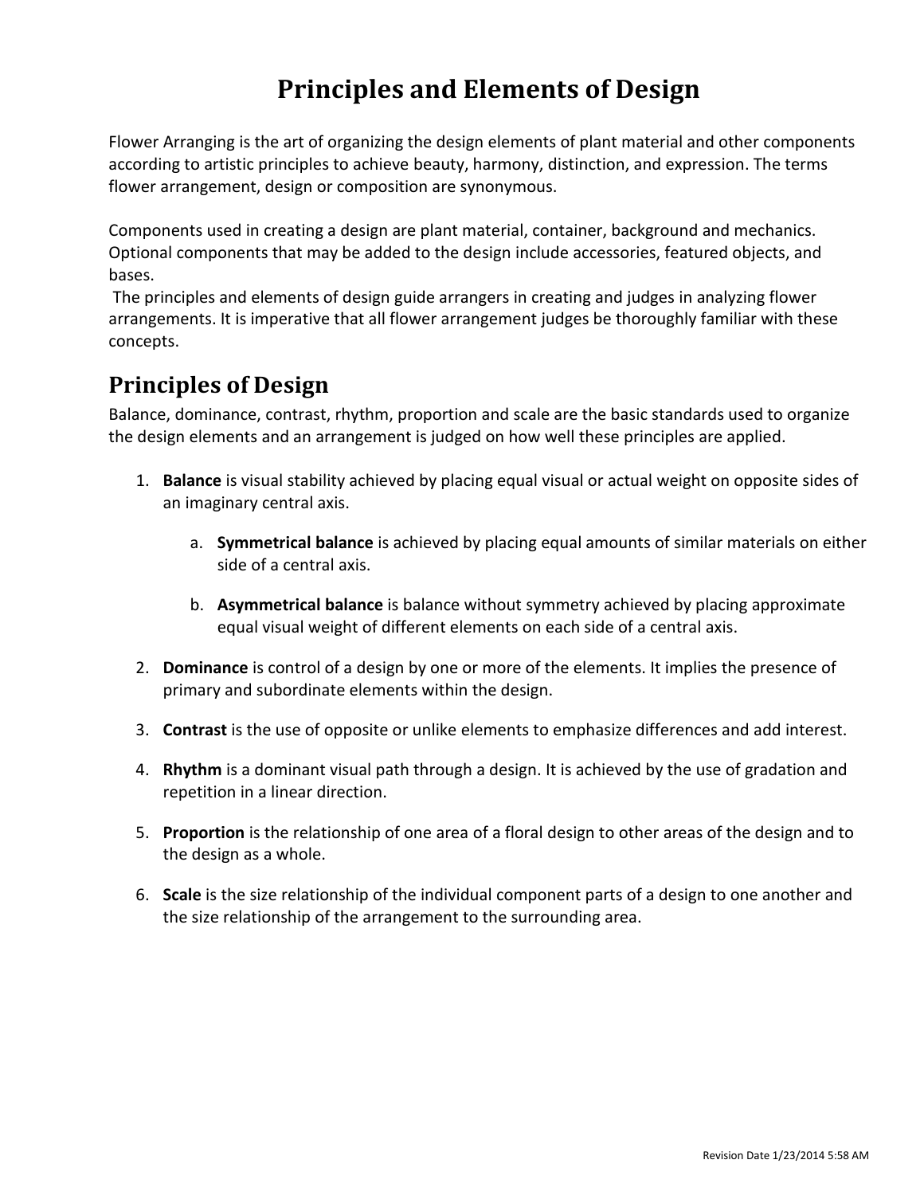# Principles and Elements of Design

Flower Arranging is the art of organizing the design elements of plant material and other components according to artistic principles to achieve beauty, harmony, distinction, and expression. The terms flower arrangement, design or composition are synonymous.

Components used in creating a design are plant material, container, background and mechanics. Optional components that may be added to the design include accessories, featured objects, and bases.

The principles and elements of design guide arrangers in creating and judges in analyzing flower arrangements. It is imperative that all flower arrangement judges be thoroughly familiar with these concepts.

## Principles of Design

Balance, dominance, contrast, rhythm, proportion and scale are the basic standards used to organize the design elements and an arrangement is judged on how well these principles are applied.

1. **Balance** is visual stability achieved by placing equal visual or actual weight on opposite sides of an imaginary central axis.

    a. **Symmetrical balance** is achieved by placing equal amounts of similar materials on either side of a central axis.

    b. **Asymmetrical balance** is balance without symmetry achieved by placing approximate equal visual weight of different elements on each side of a central axis.

2. **Dominance** is control of a design by one or more of the elements. It implies the presence of primary and subordinate elements within the design.

3. **Contrast** is the use of opposite or unlike elements to emphasize differences and add interest.

4. **Rhythm** is a dominant visual path through a design. It is achieved by the use of gradation and repetition in a linear direction.

5. **Proportion** is the relationship of one area of a floral design to other areas of the design and to the design as a whole.

6. **Scale** is the size relationship of the individual component parts of a design to one another and the size relationship of the arrangement to the surrounding area.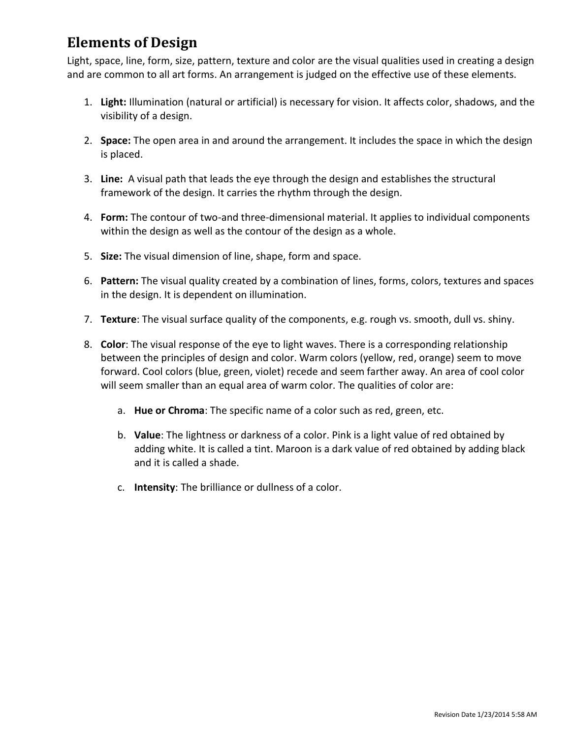## Elements of Design

Light, space, line, form, size, pattern, texture and color are the visual qualities used in creating a design and are common to all art forms. An arrangement is judged on the effective use of these elements.

1. **Light:** Illumination (natural or artificial) is necessary for vision. It affects color, shadows, and the visibility of a design.

2. **Space:** The open area in and around the arrangement. It includes the space in which the design is placed.

3. **Line:** A visual path that leads the eye through the design and establishes the structural framework of the design. It carries the rhythm through the design.

4. **Form:** The contour of two-and three-dimensional material. It applies to individual components within the design as well as the contour of the design as a whole.

5. **Size:** The visual dimension of line, shape, form and space.

6. **Pattern:** The visual quality created by a combination of lines, forms, colors, textures and spaces in the design. It is dependent on illumination.

7. **Texture**: The visual surface quality of the components, e.g. rough vs. smooth, dull vs. shiny.

8. **Color**: The visual response of the eye to light waves. There is a corresponding relationship between the principles of design and color. Warm colors (yellow, red, orange) seem to move forward. Cool colors (blue, green, violet) recede and seem farther away. An area of cool color will seem smaller than an equal area of warm color. The qualities of color are:

   a. **Hue or Chroma**: The specific name of a color such as red, green, etc.

   b. **Value**: The lightness or darkness of a color. Pink is a light value of red obtained by adding white. It is called a tint. Maroon is a dark value of red obtained by adding black and it is called a shade.

   c. **Intensity**: The brilliance or dullness of a color.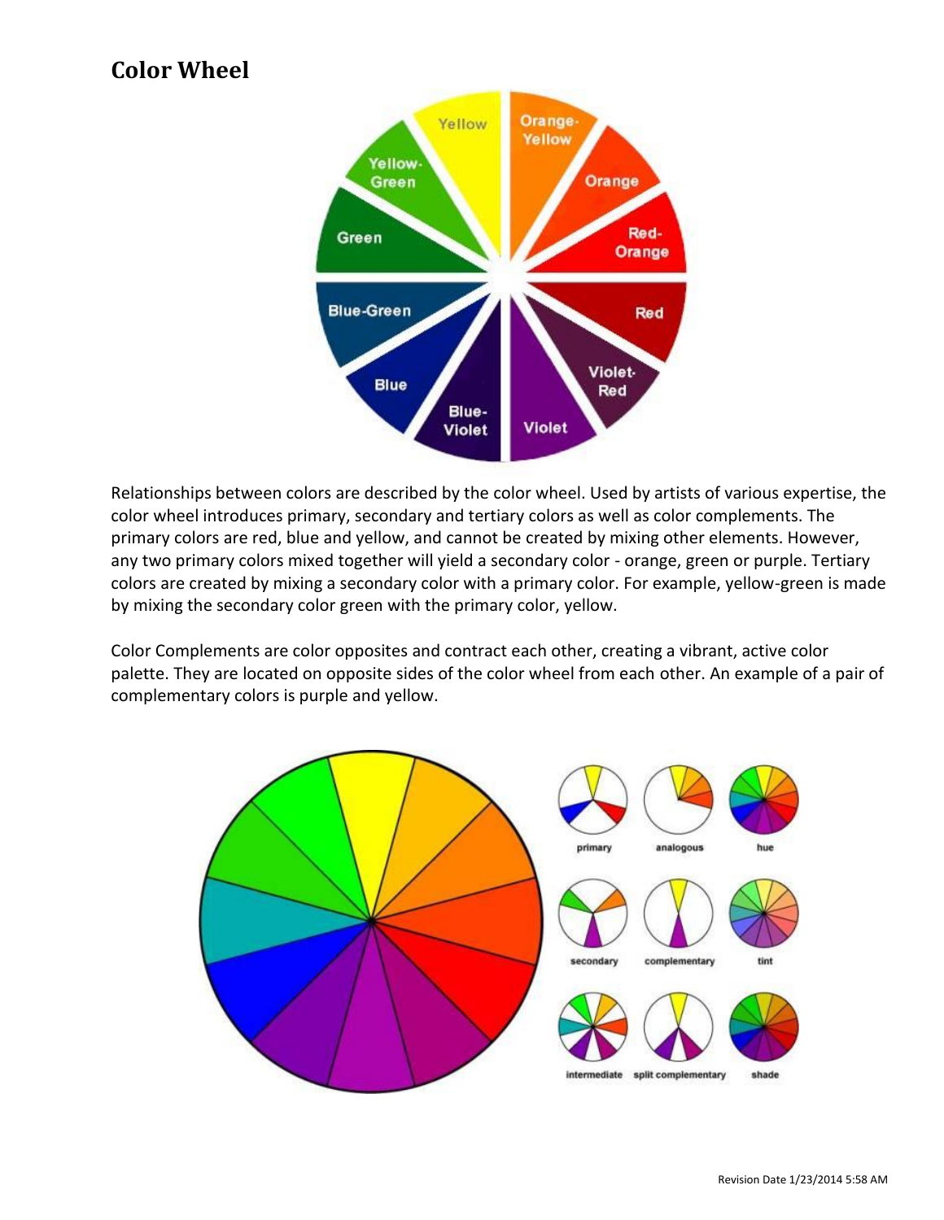# Color Wheel

Relationships between colors are described by the color wheel. Used by artists of various expertise, the color wheel introduces primary, secondary and tertiary colors as well as color complements. The primary colors are red, blue and yellow, and cannot be created by mixing other elements. However, any two primary colors mixed together will yield a secondary color - orange, green or purple. Tertiary colors are created by mixing a secondary color with a primary color. For example, yellow-green is made by mixing the secondary color green with the primary color, yellow.

Color Complements are color opposites and contract each other, creating a vibrant, active color palette. They are located on opposite sides of the color wheel from each other. An example of a pair of complementary colors is purple and yellow.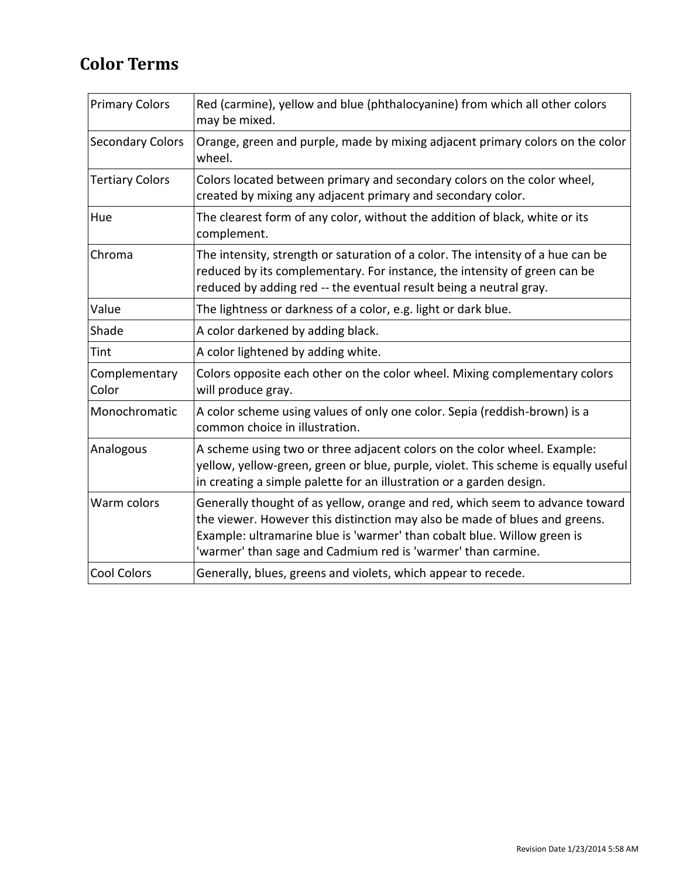## Color Terms

| | |
|---|---|
| Primary Colors | Red (carmine), yellow and blue (phthalocyanine) from which all other colors may be mixed. |
| Secondary Colors | Orange, green and purple, made by mixing adjacent primary colors on the color wheel. |
| Tertiary Colors | Colors located between primary and secondary colors on the color wheel, created by mixing any adjacent primary and secondary color. |
| Hue | The clearest form of any color, without the addition of black, white or its complement. |
| Chroma | The intensity, strength or saturation of a color. The intensity of a hue can be reduced by its complementary. For instance, the intensity of green can be reduced by adding red -- the eventual result being a neutral gray. |
| Value | The lightness or darkness of a color, e.g. light or dark blue. |
| Shade | A color darkened by adding black. |
| Tint | A color lightened by adding white. |
| Complementary Color | Colors opposite each other on the color wheel. Mixing complementary colors will produce gray. |
| Monochromatic | A color scheme using values of only one color. Sepia (reddish-brown) is a common choice in illustration. |
| Analogous | A scheme using two or three adjacent colors on the color wheel. Example: yellow, yellow-green, green or blue, purple, violet. This scheme is equally useful in creating a simple palette for an illustration or a garden design. |
| Warm colors | Generally thought of as yellow, orange and red, which seem to advance toward the viewer. However this distinction may also be made of blues and greens. Example: ultramarine blue is 'warmer' than cobalt blue. Willow green is 'warmer' than sage and Cadmium red is 'warmer' than carmine. |
| Cool Colors | Generally, blues, greens and violets, which appear to recede. |

Revision Date 1/23/2014 5:58 AM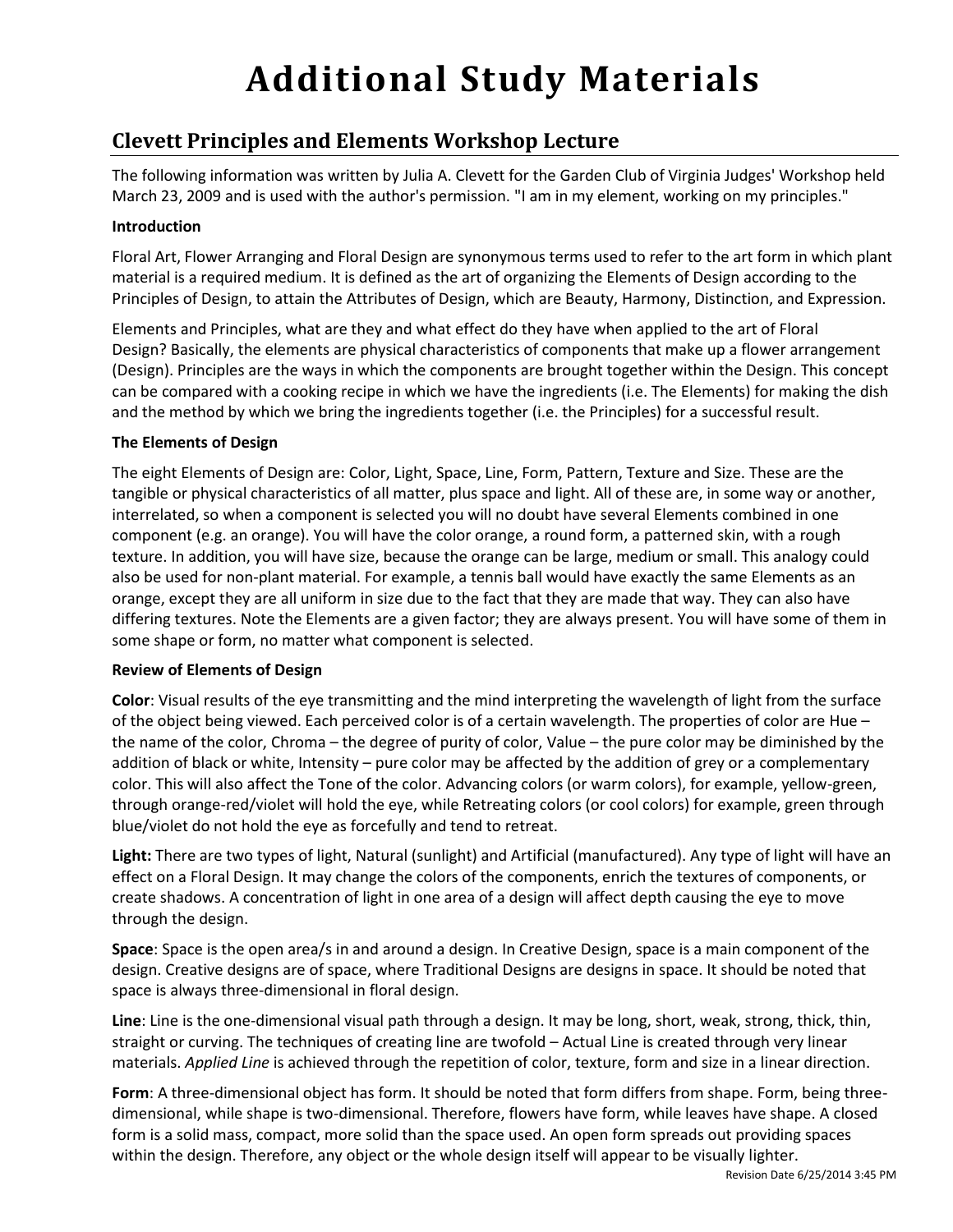# Additional Study Materials

## Clevett Principles and Elements Workshop Lecture

The following information was written by Julia A. Clevett for the Garden Club of Virginia Judges' Workshop held March 23, 2009 and is used with the author's permission. "I am in my element, working on my principles."

**Introduction**

Floral Art, Flower Arranging and Floral Design are synonymous terms used to refer to the art form in which plant material is a required medium. It is defined as the art of organizing the Elements of Design according to the Principles of Design, to attain the Attributes of Design, which are Beauty, Harmony, Distinction, and Expression.

Elements and Principles, what are they and what effect do they have when applied to the art of Floral Design? Basically, the elements are physical characteristics of components that make up a flower arrangement (Design). Principles are the ways in which the components are brought together within the Design. This concept can be compared with a cooking recipe in which we have the ingredients (i.e. The Elements) for making the dish and the method by which we bring the ingredients together (i.e. the Principles) for a successful result.

**The Elements of Design**

The eight Elements of Design are: Color, Light, Space, Line, Form, Pattern, Texture and Size. These are the tangible or physical characteristics of all matter, plus space and light. All of these are, in some way or another, interrelated, so when a component is selected you will no doubt have several Elements combined in one component (e.g. an orange). You will have the color orange, a round form, a patterned skin, with a rough texture. In addition, you will have size, because the orange can be large, medium or small. This analogy could also be used for non-plant material. For example, a tennis ball would have exactly the same Elements as an orange, except they are all uniform in size due to the fact that they are made that way. They can also have differing textures. Note the Elements are a given factor; they are always present. You will have some of them in some shape or form, no matter what component is selected.

**Review of Elements of Design**

**Color**: Visual results of the eye transmitting and the mind interpreting the wavelength of light from the surface of the object being viewed. Each perceived color is of a certain wavelength. The properties of color are Hue – the name of the color, Chroma – the degree of purity of color, Value – the pure color may be diminished by the addition of black or white, Intensity – pure color may be affected by the addition of grey or a complementary color. This will also affect the Tone of the color. Advancing colors (or warm colors), for example, yellow-green, through orange-red/violet will hold the eye, while Retreating colors (or cool colors) for example, green through blue/violet do not hold the eye as forcefully and tend to retreat.

**Light:** There are two types of light, Natural (sunlight) and Artificial (manufactured). Any type of light will have an effect on a Floral Design. It may change the colors of the components, enrich the textures of components, or create shadows. A concentration of light in one area of a design will affect depth causing the eye to move through the design.

**Space**: Space is the open area/s in and around a design. In Creative Design, space is a main component of the design. Creative designs are of space, where Traditional Designs are designs in space. It should be noted that space is always three-dimensional in floral design.

**Line**: Line is the one-dimensional visual path through a design. It may be long, short, weak, strong, thick, thin, straight or curving. The techniques of creating line are twofold – Actual Line is created through very linear materials. *Applied Line* is achieved through the repetition of color, texture, form and size in a linear direction.

**Form**: A three-dimensional object has form. It should be noted that form differs from shape. Form, being three-dimensional, while shape is two-dimensional. Therefore, flowers have form, while leaves have shape. A closed form is a solid mass, compact, more solid than the space used. An open form spreads out providing spaces within the design. Therefore, any object or the whole design itself will appear to be visually lighter.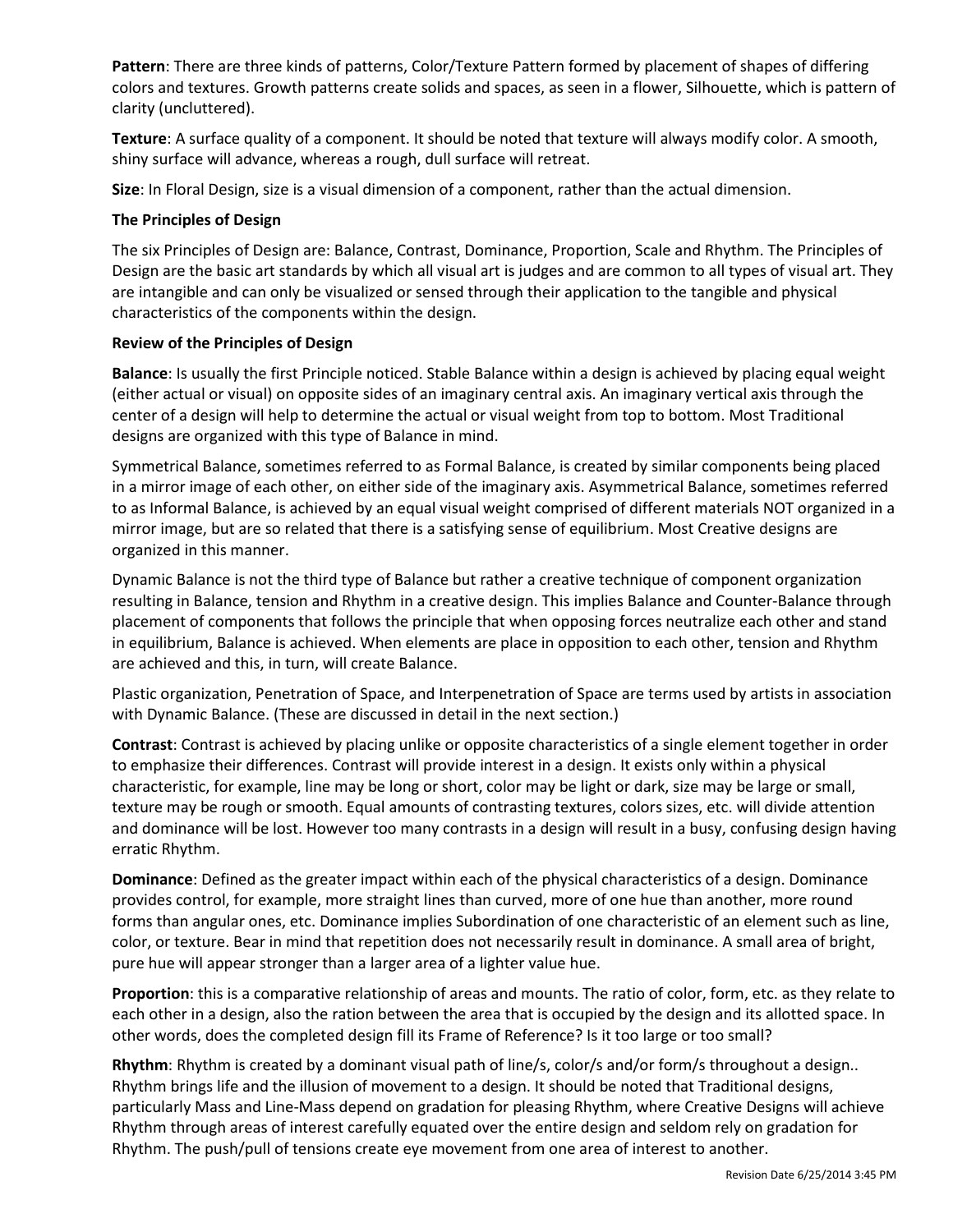**Pattern**: There are three kinds of patterns, Color/Texture Pattern formed by placement of shapes of differing colors and textures. Growth patterns create solids and spaces, as seen in a flower, Silhouette, which is pattern of clarity (uncluttered).

**Texture**: A surface quality of a component. It should be noted that texture will always modify color. A smooth, shiny surface will advance, whereas a rough, dull surface will retreat.

**Size**: In Floral Design, size is a visual dimension of a component, rather than the actual dimension.

**The Principles of Design**

The six Principles of Design are: Balance, Contrast, Dominance, Proportion, Scale and Rhythm. The Principles of Design are the basic art standards by which all visual art is judges and are common to all types of visual art. They are intangible and can only be visualized or sensed through their application to the tangible and physical characteristics of the components within the design.

**Review of the Principles of Design**

**Balance**: Is usually the first Principle noticed. Stable Balance within a design is achieved by placing equal weight (either actual or visual) on opposite sides of an imaginary central axis. An imaginary vertical axis through the center of a design will help to determine the actual or visual weight from top to bottom. Most Traditional designs are organized with this type of Balance in mind.

Symmetrical Balance, sometimes referred to as Formal Balance, is created by similar components being placed in a mirror image of each other, on either side of the imaginary axis. Asymmetrical Balance, sometimes referred to as Informal Balance, is achieved by an equal visual weight comprised of different materials NOT organized in a mirror image, but are so related that there is a satisfying sense of equilibrium. Most Creative designs are organized in this manner.

Dynamic Balance is not the third type of Balance but rather a creative technique of component organization resulting in Balance, tension and Rhythm in a creative design. This implies Balance and Counter-Balance through placement of components that follows the principle that when opposing forces neutralize each other and stand in equilibrium, Balance is achieved. When elements are place in opposition to each other, tension and Rhythm are achieved and this, in turn, will create Balance.

Plastic organization, Penetration of Space, and Interpenetration of Space are terms used by artists in association with Dynamic Balance. (These are discussed in detail in the next section.)

**Contrast**: Contrast is achieved by placing unlike or opposite characteristics of a single element together in order to emphasize their differences. Contrast will provide interest in a design. It exists only within a physical characteristic, for example, line may be long or short, color may be light or dark, size may be large or small, texture may be rough or smooth. Equal amounts of contrasting textures, colors sizes, etc. will divide attention and dominance will be lost. However too many contrasts in a design will result in a busy, confusing design having erratic Rhythm.

**Dominance**: Defined as the greater impact within each of the physical characteristics of a design. Dominance provides control, for example, more straight lines than curved, more of one hue than another, more round forms than angular ones, etc. Dominance implies Subordination of one characteristic of an element such as line, color, or texture. Bear in mind that repetition does not necessarily result in dominance. A small area of bright, pure hue will appear stronger than a larger area of a lighter value hue.

**Proportion**: this is a comparative relationship of areas and mounts. The ratio of color, form, etc. as they relate to each other in a design, also the ration between the area that is occupied by the design and its allotted space. In other words, does the completed design fill its Frame of Reference? Is it too large or too small?

**Rhythm**: Rhythm is created by a dominant visual path of line/s, color/s and/or form/s throughout a design.. Rhythm brings life and the illusion of movement to a design. It should be noted that Traditional designs, particularly Mass and Line-Mass depend on gradation for pleasing Rhythm, where Creative Designs will achieve Rhythm through areas of interest carefully equated over the entire design and seldom rely on gradation for Rhythm. The push/pull of tensions create eye movement from one area of interest to another.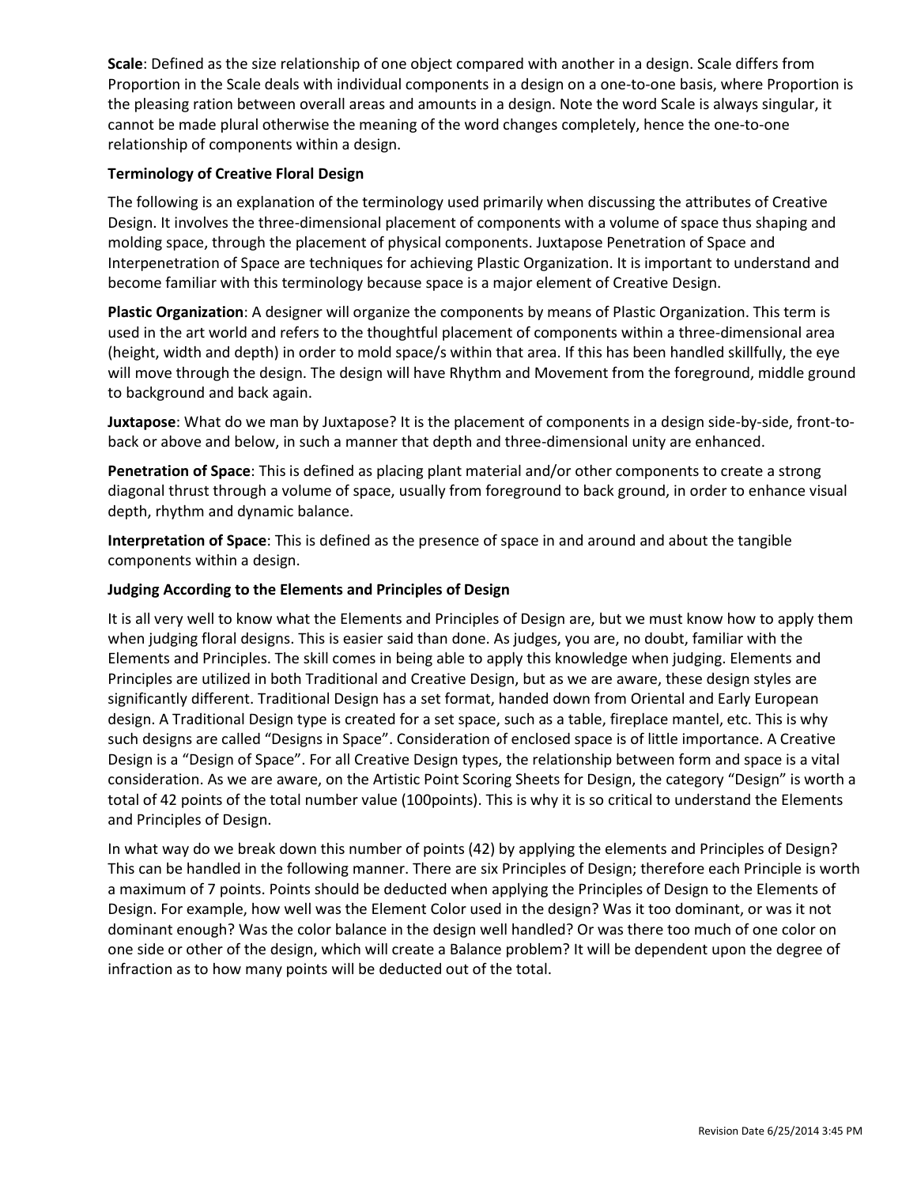**Scale**: Defined as the size relationship of one object compared with another in a design. Scale differs from Proportion in the Scale deals with individual components in a design on a one-to-one basis, where Proportion is the pleasing ration between overall areas and amounts in a design. Note the word Scale is always singular, it cannot be made plural otherwise the meaning of the word changes completely, hence the one-to-one relationship of components within a design.

**Terminology of Creative Floral Design**

The following is an explanation of the terminology used primarily when discussing the attributes of Creative Design. It involves the three-dimensional placement of components with a volume of space thus shaping and molding space, through the placement of physical components. Juxtapose Penetration of Space and Interpenetration of Space are techniques for achieving Plastic Organization. It is important to understand and become familiar with this terminology because space is a major element of Creative Design.

**Plastic Organization**: A designer will organize the components by means of Plastic Organization. This term is used in the art world and refers to the thoughtful placement of components within a three-dimensional area (height, width and depth) in order to mold space/s within that area. If this has been handled skillfully, the eye will move through the design. The design will have Rhythm and Movement from the foreground, middle ground to background and back again.

**Juxtapose**: What do we man by Juxtapose? It is the placement of components in a design side-by-side, front-to-back or above and below, in such a manner that depth and three-dimensional unity are enhanced.

**Penetration of Space**: This is defined as placing plant material and/or other components to create a strong diagonal thrust through a volume of space, usually from foreground to back ground, in order to enhance visual depth, rhythm and dynamic balance.

**Interpretation of Space**: This is defined as the presence of space in and around and about the tangible components within a design.

**Judging According to the Elements and Principles of Design**

It is all very well to know what the Elements and Principles of Design are, but we must know how to apply them when judging floral designs. This is easier said than done. As judges, you are, no doubt, familiar with the Elements and Principles. The skill comes in being able to apply this knowledge when judging. Elements and Principles are utilized in both Traditional and Creative Design, but as we are aware, these design styles are significantly different. Traditional Design has a set format, handed down from Oriental and Early European design. A Traditional Design type is created for a set space, such as a table, fireplace mantel, etc. This is why such designs are called "Designs in Space". Consideration of enclosed space is of little importance. A Creative Design is a "Design of Space". For all Creative Design types, the relationship between form and space is a vital consideration. As we are aware, on the Artistic Point Scoring Sheets for Design, the category "Design" is worth a total of 42 points of the total number value (100points). This is why it is so critical to understand the Elements and Principles of Design.

In what way do we break down this number of points (42) by applying the elements and Principles of Design? This can be handled in the following manner. There are six Principles of Design; therefore each Principle is worth a maximum of 7 points. Points should be deducted when applying the Principles of Design to the Elements of Design. For example, how well was the Element Color used in the design? Was it too dominant, or was it not dominant enough? Was the color balance in the design well handled? Or was there too much of one color on one side or other of the design, which will create a Balance problem? It will be dependent upon the degree of infraction as to how many points will be deducted out of the total.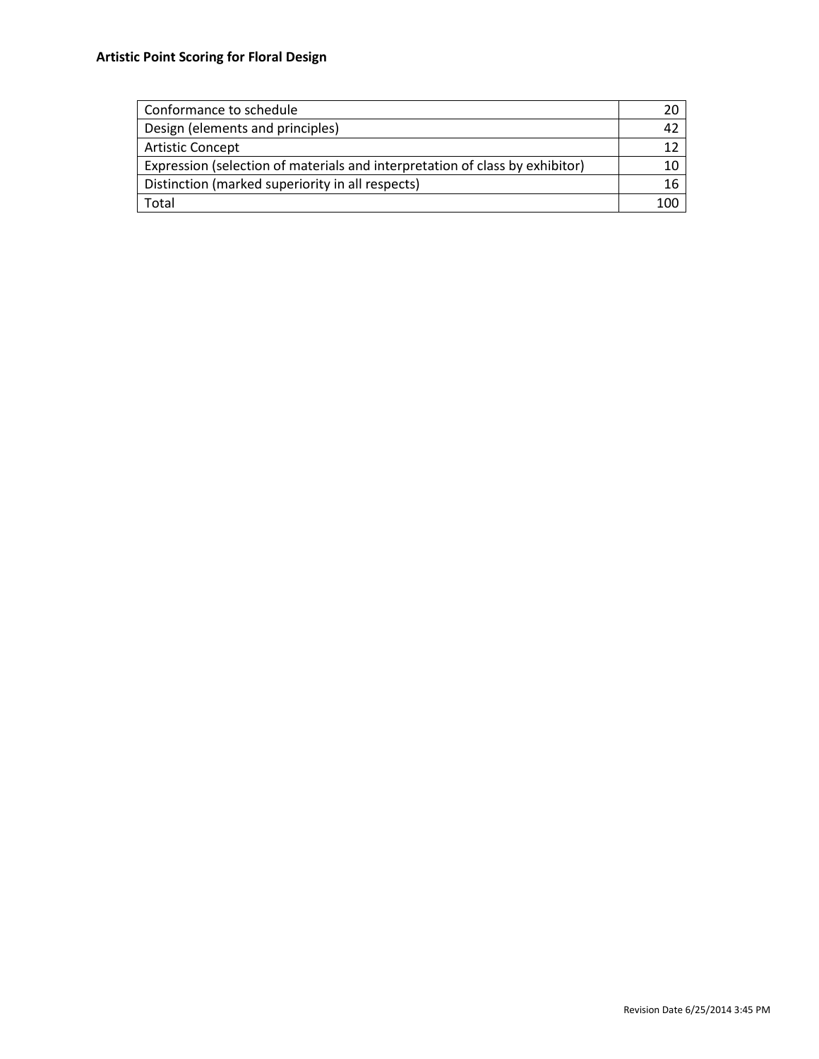**Artistic Point Scoring for Floral Design**

| | |
|---|---|
| Conformance to schedule | 20 |
| Design (elements and principles) | 42 |
| Artistic Concept | 12 |
| Expression (selection of materials and interpretation of class by exhibitor) | 10 |
| Distinction (marked superiority in all respects) | 16 |
| Total | 100 |

Revision Date 6/25/2014 3:45 PM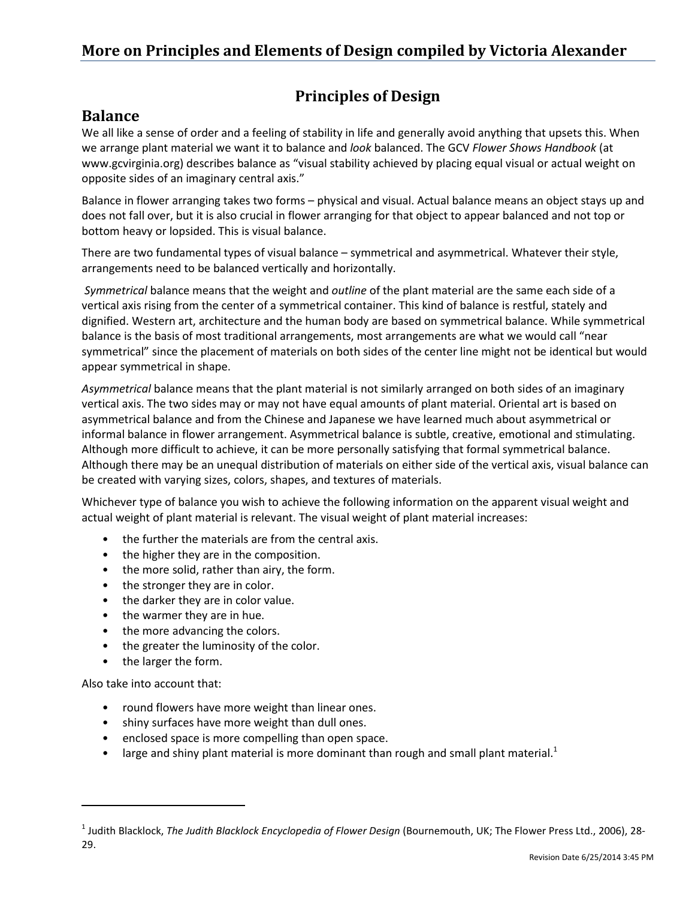## More on Principles and Elements of Design compiled by Victoria Alexander

# Principles of Design

## Balance

We all like a sense of order and a feeling of stability in life and generally avoid anything that upsets this. When we arrange plant material we want it to balance and *look* balanced. The GCV *Flower Shows Handbook* (at www.gcvirginia.org) describes balance as "visual stability achieved by placing equal visual or actual weight on opposite sides of an imaginary central axis."

Balance in flower arranging takes two forms – physical and visual. Actual balance means an object stays up and does not fall over, but it is also crucial in flower arranging for that object to appear balanced and not top or bottom heavy or lopsided. This is visual balance.

There are two fundamental types of visual balance – symmetrical and asymmetrical. Whatever their style, arrangements need to be balanced vertically and horizontally.

*Symmetrical* balance means that the weight and *outline* of the plant material are the same each side of a vertical axis rising from the center of a symmetrical container. This kind of balance is restful, stately and dignified. Western art, architecture and the human body are based on symmetrical balance. While symmetrical balance is the basis of most traditional arrangements, most arrangements are what we would call "near symmetrical" since the placement of materials on both sides of the center line might not be identical but would appear symmetrical in shape.

*Asymmetrical* balance means that the plant material is not similarly arranged on both sides of an imaginary vertical axis. The two sides may or may not have equal amounts of plant material. Oriental art is based on asymmetrical balance and from the Chinese and Japanese we have learned much about asymmetrical or informal balance in flower arrangement. Asymmetrical balance is subtle, creative, emotional and stimulating. Although more difficult to achieve, it can be more personally satisfying that formal symmetrical balance. Although there may be an unequal distribution of materials on either side of the vertical axis, visual balance can be created with varying sizes, colors, shapes, and textures of materials.

Whichever type of balance you wish to achieve the following information on the apparent visual weight and actual weight of plant material is relevant. The visual weight of plant material increases:

- the further the materials are from the central axis.
- the higher they are in the composition.
- the more solid, rather than airy, the form.
- the stronger they are in color.
- the darker they are in color value.
- the warmer they are in hue.
- the more advancing the colors.
- the greater the luminosity of the color.
- the larger the form.

Also take into account that:

- round flowers have more weight than linear ones.
- shiny surfaces have more weight than dull ones.
- enclosed space is more compelling than open space.
- large and shiny plant material is more dominant than rough and small plant material.[1]

---

[1] Judith Blacklock, *The Judith Blacklock Encyclopedia of Flower Design* (Bournemouth, UK; The Flower Press Ltd., 2006), 28-29.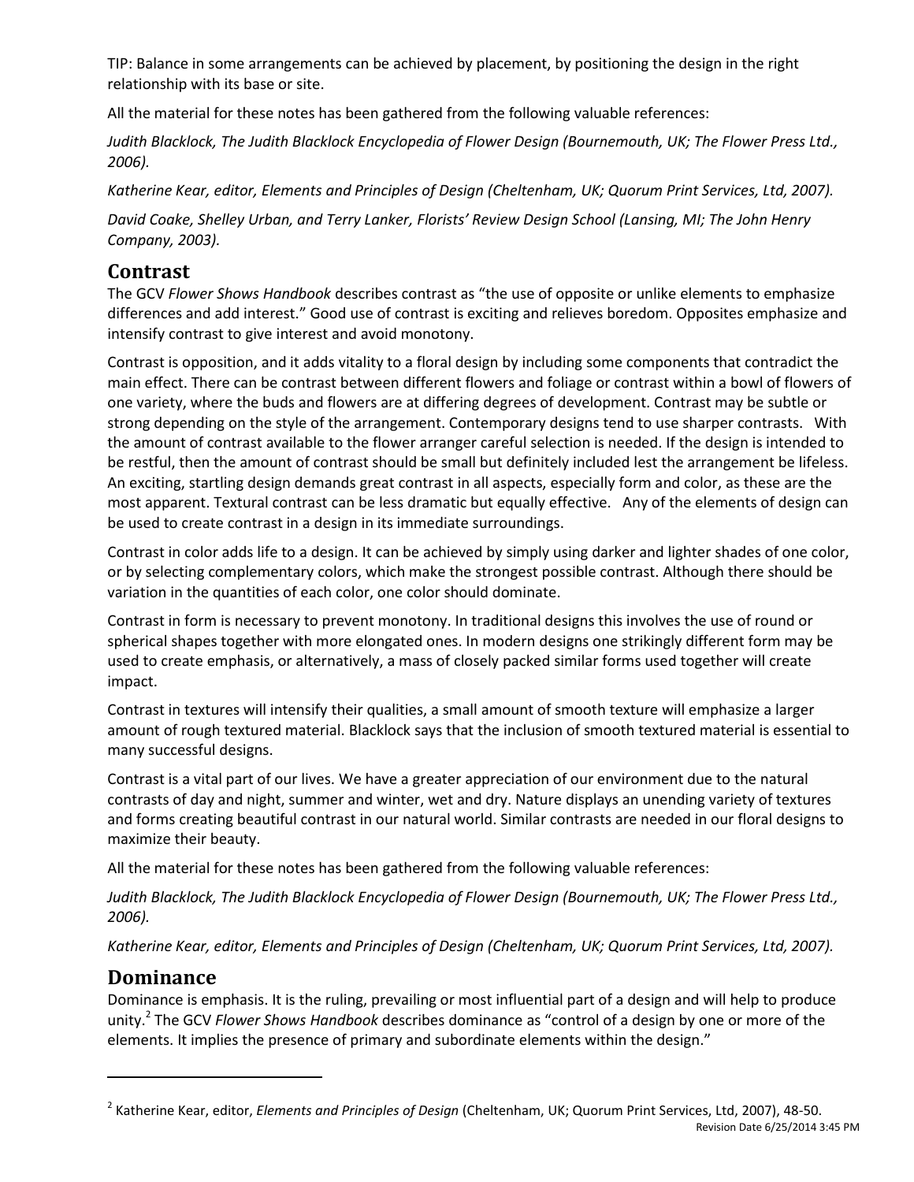TIP: Balance in some arrangements can be achieved by placement, by positioning the design in the right relationship with its base or site.

All the material for these notes has been gathered from the following valuable references:

*Judith Blacklock, The Judith Blacklock Encyclopedia of Flower Design (Bournemouth, UK; The Flower Press Ltd., 2006).*

*Katherine Kear, editor, Elements and Principles of Design (Cheltenham, UK; Quorum Print Services, Ltd, 2007).*

*David Coake, Shelley Urban, and Terry Lanker, Florists' Review Design School (Lansing, MI; The John Henry Company, 2003).*

## Contrast

The GCV *Flower Shows Handbook* describes contrast as "the use of opposite or unlike elements to emphasize differences and add interest." Good use of contrast is exciting and relieves boredom. Opposites emphasize and intensify contrast to give interest and avoid monotony.

Contrast is opposition, and it adds vitality to a floral design by including some components that contradict the main effect. There can be contrast between different flowers and foliage or contrast within a bowl of flowers of one variety, where the buds and flowers are at differing degrees of development. Contrast may be subtle or strong depending on the style of the arrangement. Contemporary designs tend to use sharper contrasts. With the amount of contrast available to the flower arranger careful selection is needed. If the design is intended to be restful, then the amount of contrast should be small but definitely included lest the arrangement be lifeless. An exciting, startling design demands great contrast in all aspects, especially form and color, as these are the most apparent. Textural contrast can be less dramatic but equally effective. Any of the elements of design can be used to create contrast in a design in its immediate surroundings.

Contrast in color adds life to a design. It can be achieved by simply using darker and lighter shades of one color, or by selecting complementary colors, which make the strongest possible contrast. Although there should be variation in the quantities of each color, one color should dominate.

Contrast in form is necessary to prevent monotony. In traditional designs this involves the use of round or spherical shapes together with more elongated ones. In modern designs one strikingly different form may be used to create emphasis, or alternatively, a mass of closely packed similar forms used together will create impact.

Contrast in textures will intensify their qualities, a small amount of smooth texture will emphasize a larger amount of rough textured material. Blacklock says that the inclusion of smooth textured material is essential to many successful designs.

Contrast is a vital part of our lives. We have a greater appreciation of our environment due to the natural contrasts of day and night, summer and winter, wet and dry. Nature displays an unending variety of textures and forms creating beautiful contrast in our natural world. Similar contrasts are needed in our floral designs to maximize their beauty.

All the material for these notes has been gathered from the following valuable references:

*Judith Blacklock, The Judith Blacklock Encyclopedia of Flower Design (Bournemouth, UK; The Flower Press Ltd., 2006).*

*Katherine Kear, editor, Elements and Principles of Design (Cheltenham, UK; Quorum Print Services, Ltd, 2007).*

## Dominance

Dominance is emphasis. It is the ruling, prevailing or most influential part of a design and will help to produce unity.[2] The GCV *Flower Shows Handbook* describes dominance as "control of a design by one or more of the elements. It implies the presence of primary and subordinate elements within the design."

---

[2] Katherine Kear, editor, *Elements and Principles of Design* (Cheltenham, UK; Quorum Print Services, Ltd, 2007), 48-50.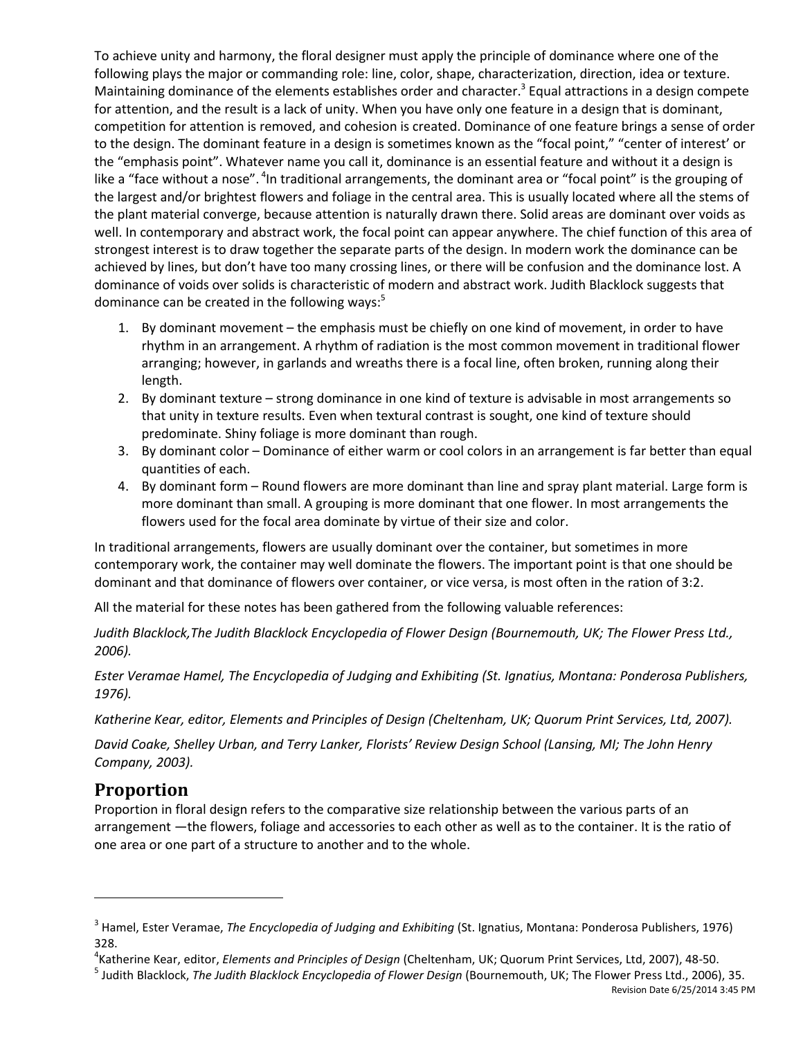To achieve unity and harmony, the floral designer must apply the principle of dominance where one of the following plays the major or commanding role: line, color, shape, characterization, direction, idea or texture. Maintaining dominance of the elements establishes order and character.[3] Equal attractions in a design compete for attention, and the result is a lack of unity. When you have only one feature in a design that is dominant, competition for attention is removed, and cohesion is created. Dominance of one feature brings a sense of order to the design. The dominant feature in a design is sometimes known as the "focal point," "center of interest' or the "emphasis point". Whatever name you call it, dominance is an essential feature and without it a design is like a "face without a nose". [4]In traditional arrangements, the dominant area or "focal point" is the grouping of the largest and/or brightest flowers and foliage in the central area. This is usually located where all the stems of the plant material converge, because attention is naturally drawn there. Solid areas are dominant over voids as well. In contemporary and abstract work, the focal point can appear anywhere. The chief function of this area of strongest interest is to draw together the separate parts of the design. In modern work the dominance can be achieved by lines, but don't have too many crossing lines, or there will be confusion and the dominance lost. A dominance of voids over solids is characteristic of modern and abstract work. Judith Blacklock suggests that dominance can be created in the following ways:[5]

1. By dominant movement – the emphasis must be chiefly on one kind of movement, in order to have rhythm in an arrangement. A rhythm of radiation is the most common movement in traditional flower arranging; however, in garlands and wreaths there is a focal line, often broken, running along their length.
2. By dominant texture – strong dominance in one kind of texture is advisable in most arrangements so that unity in texture results. Even when textural contrast is sought, one kind of texture should predominate. Shiny foliage is more dominant than rough.
3. By dominant color – Dominance of either warm or cool colors in an arrangement is far better than equal quantities of each.
4. By dominant form – Round flowers are more dominant than line and spray plant material. Large form is more dominant than small. A grouping is more dominant that one flower. In most arrangements the flowers used for the focal area dominate by virtue of their size and color.

In traditional arrangements, flowers are usually dominant over the container, but sometimes in more contemporary work, the container may well dominate the flowers. The important point is that one should be dominant and that dominance of flowers over container, or vice versa, is most often in the ration of 3:2.

All the material for these notes has been gathered from the following valuable references:

*Judith Blacklock,The Judith Blacklock Encyclopedia of Flower Design (Bournemouth, UK; The Flower Press Ltd., 2006).*

*Ester Veramae Hamel, The Encyclopedia of Judging and Exhibiting (St. Ignatius, Montana: Ponderosa Publishers, 1976).*

*Katherine Kear, editor, Elements and Principles of Design (Cheltenham, UK; Quorum Print Services, Ltd, 2007).*

*David Coake, Shelley Urban, and Terry Lanker, Florists' Review Design School (Lansing, MI; The John Henry Company, 2003).*

## Proportion

Proportion in floral design refers to the comparative size relationship between the various parts of an arrangement —the flowers, foliage and accessories to each other as well as to the container. It is the ratio of one area or one part of a structure to another and to the whole.

---

[3] Hamel, Ester Veramae, *The Encyclopedia of Judging and Exhibiting* (St. Ignatius, Montana: Ponderosa Publishers, 1976) 328.

[4] Katherine Kear, editor, *Elements and Principles of Design* (Cheltenham, UK; Quorum Print Services, Ltd, 2007), 48-50.

[5] Judith Blacklock, *The Judith Blacklock Encyclopedia of Flower Design* (Bournemouth, UK; The Flower Press Ltd., 2006), 35.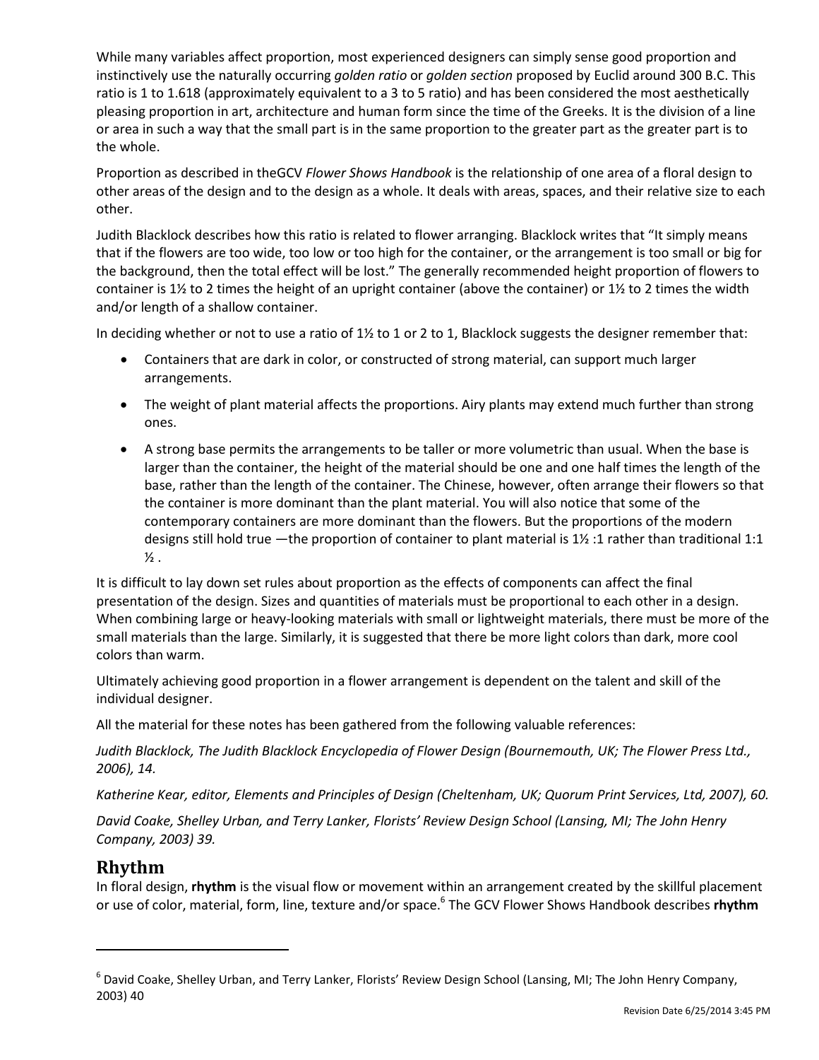While many variables affect proportion, most experienced designers can simply sense good proportion and instinctively use the naturally occurring *golden ratio* or *golden section* proposed by Euclid around 300 B.C. This ratio is 1 to 1.618 (approximately equivalent to a 3 to 5 ratio) and has been considered the most aesthetically pleasing proportion in art, architecture and human form since the time of the Greeks. It is the division of a line or area in such a way that the small part is in the same proportion to the greater part as the greater part is to the whole.

Proportion as described in theGCV *Flower Shows Handbook* is the relationship of one area of a floral design to other areas of the design and to the design as a whole. It deals with areas, spaces, and their relative size to each other.

Judith Blacklock describes how this ratio is related to flower arranging. Blacklock writes that "It simply means that if the flowers are too wide, too low or too high for the container, or the arrangement is too small or big for the background, then the total effect will be lost." The generally recommended height proportion of flowers to container is 1½ to 2 times the height of an upright container (above the container) or 1½ to 2 times the width and/or length of a shallow container.

In deciding whether or not to use a ratio of 1½ to 1 or 2 to 1, Blacklock suggests the designer remember that:

- Containers that are dark in color, or constructed of strong material, can support much larger arrangements.
- The weight of plant material affects the proportions. Airy plants may extend much further than strong ones.
- A strong base permits the arrangements to be taller or more volumetric than usual. When the base is larger than the container, the height of the material should be one and one half times the length of the base, rather than the length of the container. The Chinese, however, often arrange their flowers so that the container is more dominant than the plant material. You will also notice that some of the contemporary containers are more dominant than the flowers. But the proportions of the modern designs still hold true —the proportion of container to plant material is 1½ :1 rather than traditional 1:1 ½ .

It is difficult to lay down set rules about proportion as the effects of components can affect the final presentation of the design. Sizes and quantities of materials must be proportional to each other in a design. When combining large or heavy-looking materials with small or lightweight materials, there must be more of the small materials than the large. Similarly, it is suggested that there be more light colors than dark, more cool colors than warm.

Ultimately achieving good proportion in a flower arrangement is dependent on the talent and skill of the individual designer.

All the material for these notes has been gathered from the following valuable references:

*Judith Blacklock, The Judith Blacklock Encyclopedia of Flower Design (Bournemouth, UK; The Flower Press Ltd., 2006), 14.*

*Katherine Kear, editor, Elements and Principles of Design (Cheltenham, UK; Quorum Print Services, Ltd, 2007), 60.*

*David Coake, Shelley Urban, and Terry Lanker, Florists' Review Design School (Lansing, MI; The John Henry Company, 2003) 39.*

## Rhythm

In floral design, **rhythm** is the visual flow or movement within an arrangement created by the skillful placement or use of color, material, form, line, texture and/or space.[6] The GCV Flower Shows Handbook describes **rhythm**

---

[6] David Coake, Shelley Urban, and Terry Lanker, Florists' Review Design School (Lansing, MI; The John Henry Company, 2003) 40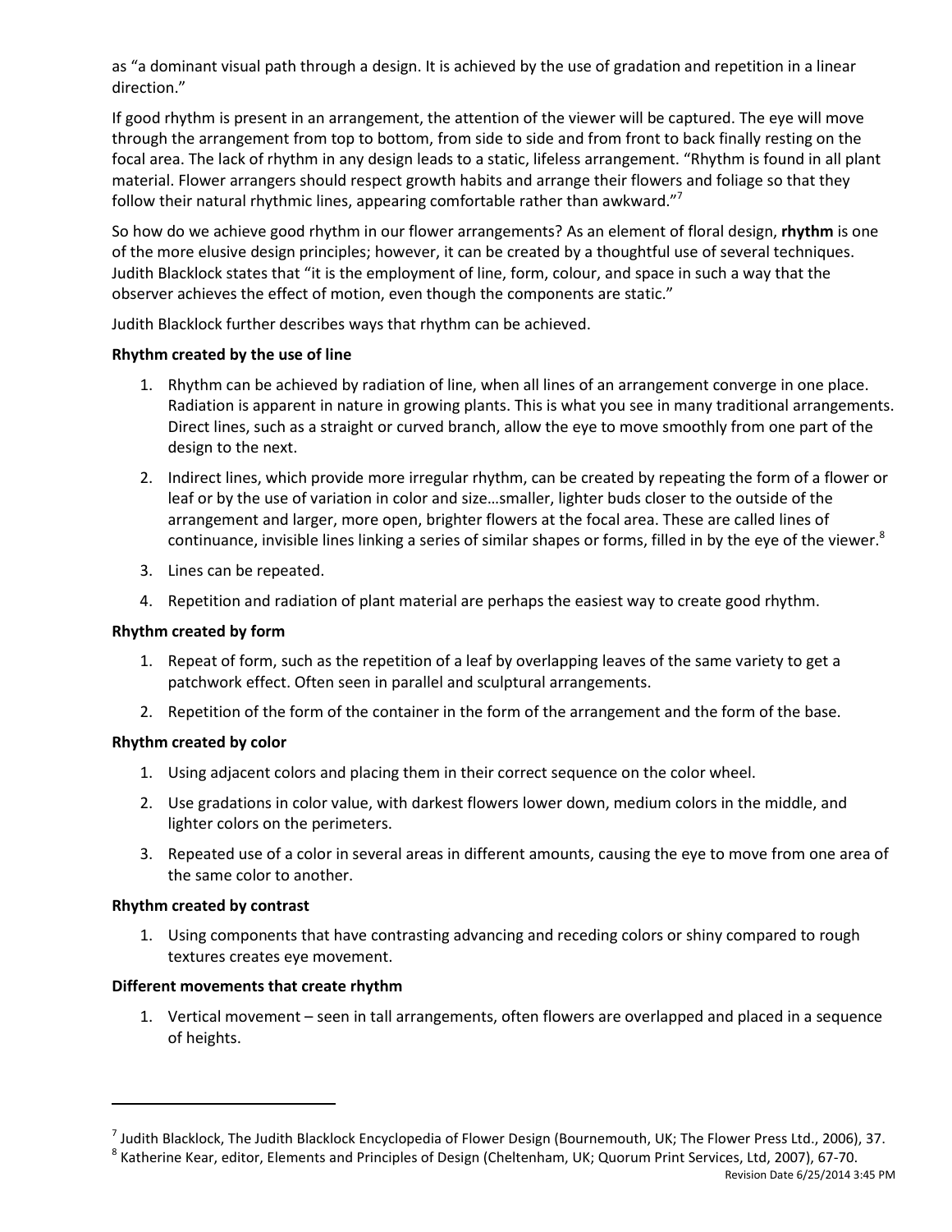as “a dominant visual path through a design. It is achieved by the use of gradation and repetition in a linear direction.”

If good rhythm is present in an arrangement, the attention of the viewer will be captured. The eye will move through the arrangement from top to bottom, from side to side and from front to back finally resting on the focal area. The lack of rhythm in any design leads to a static, lifeless arrangement. “Rhythm is found in all plant material. Flower arrangers should respect growth habits and arrange their flowers and foliage so that they follow their natural rhythmic lines, appearing comfortable rather than awkward.”[7]

So how do we achieve good rhythm in our flower arrangements? As an element of floral design, **rhythm** is one of the more elusive design principles; however, it can be created by a thoughtful use of several techniques. Judith Blacklock states that “it is the employment of line, form, colour, and space in such a way that the observer achieves the effect of motion, even though the components are static.”

Judith Blacklock further describes ways that rhythm can be achieved.

**Rhythm created by the use of line**

1. Rhythm can be achieved by radiation of line, when all lines of an arrangement converge in one place. Radiation is apparent in nature in growing plants. This is what you see in many traditional arrangements. Direct lines, such as a straight or curved branch, allow the eye to move smoothly from one part of the design to the next.
2. Indirect lines, which provide more irregular rhythm, can be created by repeating the form of a flower or leaf or by the use of variation in color and size…smaller, lighter buds closer to the outside of the arrangement and larger, more open, brighter flowers at the focal area. These are called lines of continuance, invisible lines linking a series of similar shapes or forms, filled in by the eye of the viewer.[8]
3. Lines can be repeated.
4. Repetition and radiation of plant material are perhaps the easiest way to create good rhythm.

**Rhythm created by form**

1. Repeat of form, such as the repetition of a leaf by overlapping leaves of the same variety to get a patchwork effect. Often seen in parallel and sculptural arrangements.
2. Repetition of the form of the container in the form of the arrangement and the form of the base.

**Rhythm created by color**

1. Using adjacent colors and placing them in their correct sequence on the color wheel.
2. Use gradations in color value, with darkest flowers lower down, medium colors in the middle, and lighter colors on the perimeters.
3. Repeated use of a color in several areas in different amounts, causing the eye to move from one area of the same color to another.

**Rhythm created by contrast**

1. Using components that have contrasting advancing and receding colors or shiny compared to rough textures creates eye movement.

**Different movements that create rhythm**

1. Vertical movement – seen in tall arrangements, often flowers are overlapped and placed in a sequence of heights.

---

[7] Judith Blacklock, The Judith Blacklock Encyclopedia of Flower Design (Bournemouth, UK; The Flower Press Ltd., 2006), 37.

[8] Katherine Kear, editor, Elements and Principles of Design (Cheltenham, UK; Quorum Print Services, Ltd, 2007), 67-70.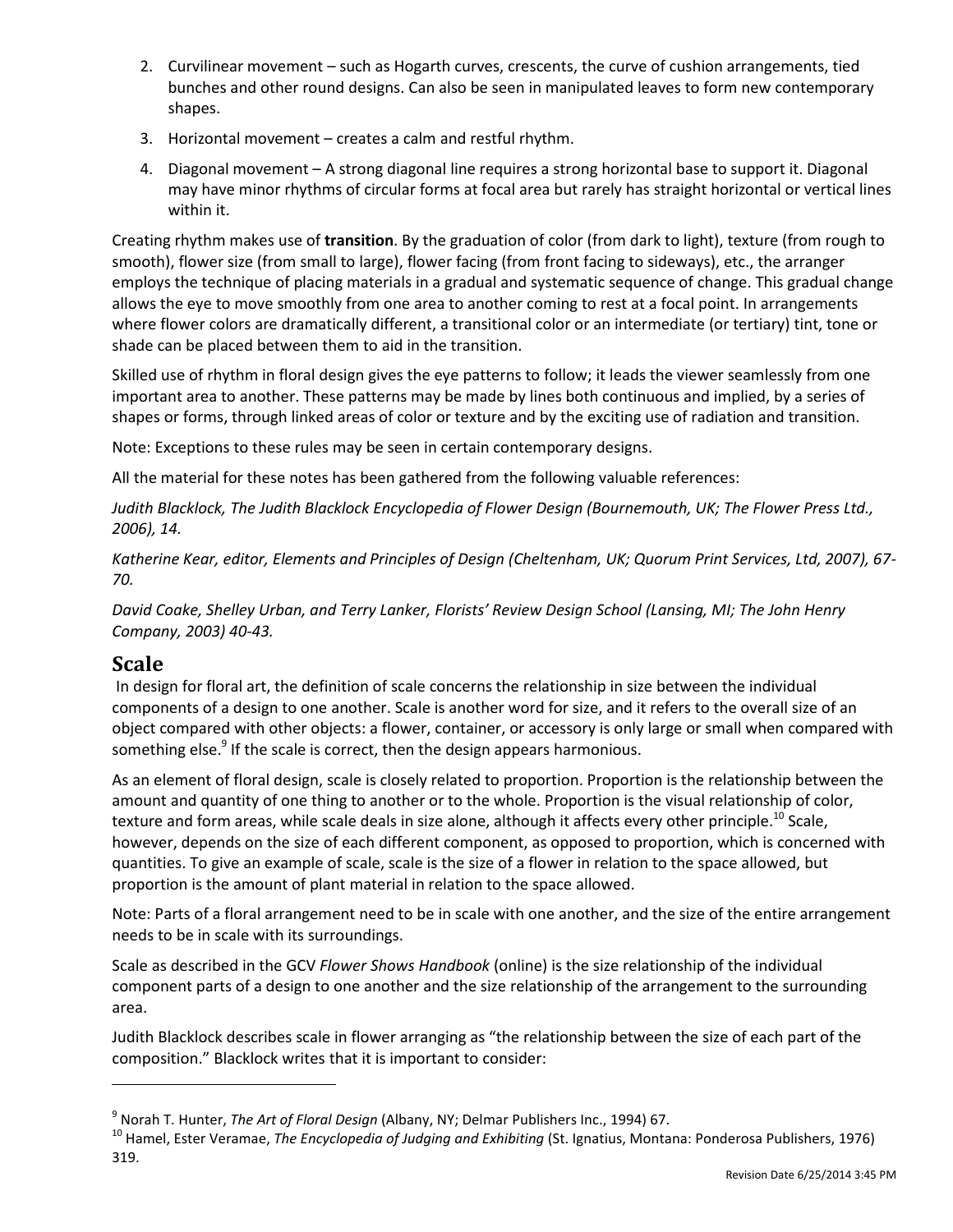2. Curvilinear movement – such as Hogarth curves, crescents, the curve of cushion arrangements, tied bunches and other round designs. Can also be seen in manipulated leaves to form new contemporary shapes.
3. Horizontal movement – creates a calm and restful rhythm.
4. Diagonal movement – A strong diagonal line requires a strong horizontal base to support it. Diagonal may have minor rhythms of circular forms at focal area but rarely has straight horizontal or vertical lines within it.

Creating rhythm makes use of **transition**. By the graduation of color (from dark to light), texture (from rough to smooth), flower size (from small to large), flower facing (from front facing to sideways), etc., the arranger employs the technique of placing materials in a gradual and systematic sequence of change. This gradual change allows the eye to move smoothly from one area to another coming to rest at a focal point. In arrangements where flower colors are dramatically different, a transitional color or an intermediate (or tertiary) tint, tone or shade can be placed between them to aid in the transition.

Skilled use of rhythm in floral design gives the eye patterns to follow; it leads the viewer seamlessly from one important area to another. These patterns may be made by lines both continuous and implied, by a series of shapes or forms, through linked areas of color or texture and by the exciting use of radiation and transition.

Note: Exceptions to these rules may be seen in certain contemporary designs.

All the material for these notes has been gathered from the following valuable references:

*Judith Blacklock, The Judith Blacklock Encyclopedia of Flower Design (Bournemouth, UK; The Flower Press Ltd., 2006), 14.*

*Katherine Kear, editor, Elements and Principles of Design (Cheltenham, UK; Quorum Print Services, Ltd, 2007), 67-70.*

*David Coake, Shelley Urban, and Terry Lanker, Florists' Review Design School (Lansing, MI; The John Henry Company, 2003) 40-43.*

## Scale

In design for floral art, the definition of scale concerns the relationship in size between the individual components of a design to one another. Scale is another word for size, and it refers to the overall size of an object compared with other objects: a flower, container, or accessory is only large or small when compared with something else.[9] If the scale is correct, then the design appears harmonious.

As an element of floral design, scale is closely related to proportion. Proportion is the relationship between the amount and quantity of one thing to another or to the whole. Proportion is the visual relationship of color, texture and form areas, while scale deals in size alone, although it affects every other principle.[10] Scale, however, depends on the size of each different component, as opposed to proportion, which is concerned with quantities. To give an example of scale, scale is the size of a flower in relation to the space allowed, but proportion is the amount of plant material in relation to the space allowed.

Note: Parts of a floral arrangement need to be in scale with one another, and the size of the entire arrangement needs to be in scale with its surroundings.

Scale as described in the GCV *Flower Shows Handbook* (online) is the size relationship of the individual component parts of a design to one another and the size relationship of the arrangement to the surrounding area.

Judith Blacklock describes scale in flower arranging as "the relationship between the size of each part of the composition." Blacklock writes that it is important to consider:

---

[9] Norah T. Hunter, *The Art of Floral Design* (Albany, NY; Delmar Publishers Inc., 1994) 67.

[10] Hamel, Ester Veramae, *The Encyclopedia of Judging and Exhibiting* (St. Ignatius, Montana: Ponderosa Publishers, 1976) 319.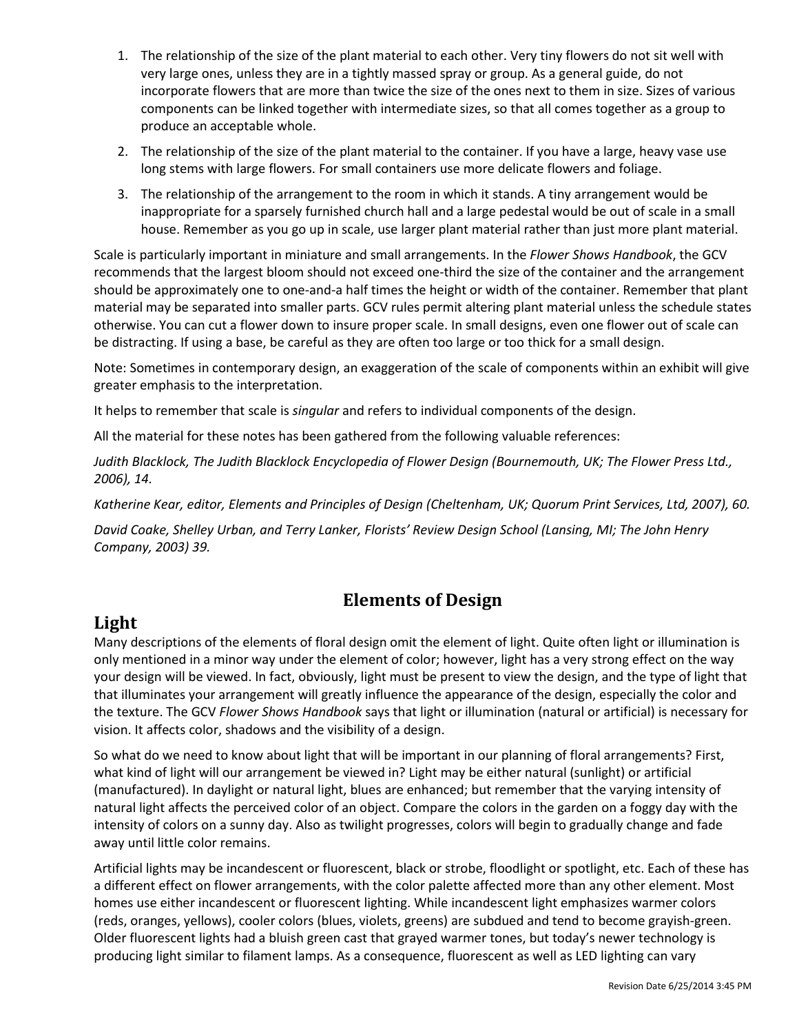1. The relationship of the size of the plant material to each other. Very tiny flowers do not sit well with very large ones, unless they are in a tightly massed spray or group. As a general guide, do not incorporate flowers that are more than twice the size of the ones next to them in size. Sizes of various components can be linked together with intermediate sizes, so that all comes together as a group to produce an acceptable whole.
2. The relationship of the size of the plant material to the container. If you have a large, heavy vase use long stems with large flowers. For small containers use more delicate flowers and foliage.
3. The relationship of the arrangement to the room in which it stands. A tiny arrangement would be inappropriate for a sparsely furnished church hall and a large pedestal would be out of scale in a small house. Remember as you go up in scale, use larger plant material rather than just more plant material.

Scale is particularly important in miniature and small arrangements. In the *Flower Shows Handbook*, the GCV recommends that the largest bloom should not exceed one-third the size of the container and the arrangement should be approximately one to one-and-a half times the height or width of the container. Remember that plant material may be separated into smaller parts. GCV rules permit altering plant material unless the schedule states otherwise. You can cut a flower down to insure proper scale. In small designs, even one flower out of scale can be distracting. If using a base, be careful as they are often too large or too thick for a small design.

Note: Sometimes in contemporary design, an exaggeration of the scale of components within an exhibit will give greater emphasis to the interpretation.

It helps to remember that scale is *singular* and refers to individual components of the design.

All the material for these notes has been gathered from the following valuable references:

*Judith Blacklock, The Judith Blacklock Encyclopedia of Flower Design (Bournemouth, UK; The Flower Press Ltd., 2006), 14.*

*Katherine Kear, editor, Elements and Principles of Design (Cheltenham, UK; Quorum Print Services, Ltd, 2007), 60.*

*David Coake, Shelley Urban, and Terry Lanker, Florists' Review Design School (Lansing, MI; The John Henry Company, 2003) 39.*

# Elements of Design

## Light

Many descriptions of the elements of floral design omit the element of light. Quite often light or illumination is only mentioned in a minor way under the element of color; however, light has a very strong effect on the way your design will be viewed. In fact, obviously, light must be present to view the design, and the type of light that that illuminates your arrangement will greatly influence the appearance of the design, especially the color and the texture. The GCV *Flower Shows Handbook* says that light or illumination (natural or artificial) is necessary for vision. It affects color, shadows and the visibility of a design.

So what do we need to know about light that will be important in our planning of floral arrangements? First, what kind of light will our arrangement be viewed in? Light may be either natural (sunlight) or artificial (manufactured). In daylight or natural light, blues are enhanced; but remember that the varying intensity of natural light affects the perceived color of an object. Compare the colors in the garden on a foggy day with the intensity of colors on a sunny day. Also as twilight progresses, colors will begin to gradually change and fade away until little color remains.

Artificial lights may be incandescent or fluorescent, black or strobe, floodlight or spotlight, etc. Each of these has a different effect on flower arrangements, with the color palette affected more than any other element. Most homes use either incandescent or fluorescent lighting. While incandescent light emphasizes warmer colors (reds, oranges, yellows), cooler colors (blues, violets, greens) are subdued and tend to become grayish-green. Older fluorescent lights had a bluish green cast that grayed warmer tones, but today's newer technology is producing light similar to filament lamps. As a consequence, fluorescent as well as LED lighting can vary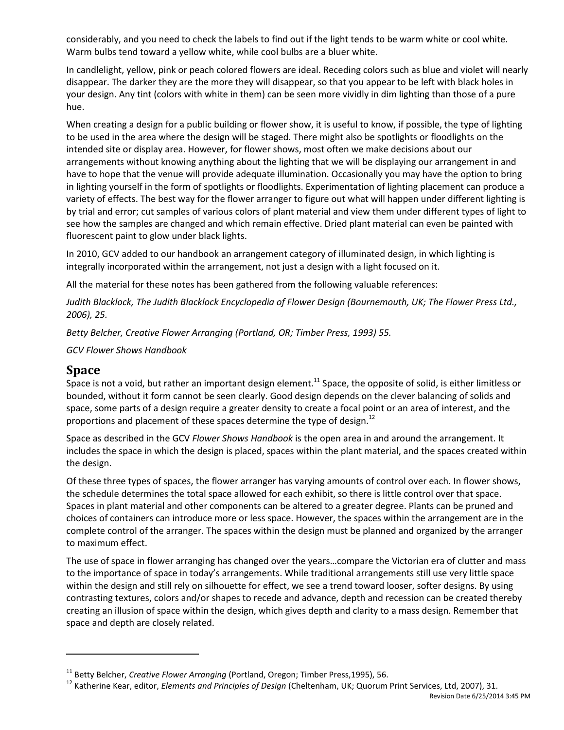considerably, and you need to check the labels to find out if the light tends to be warm white or cool white. Warm bulbs tend toward a yellow white, while cool bulbs are a bluer white.

In candlelight, yellow, pink or peach colored flowers are ideal. Receding colors such as blue and violet will nearly disappear. The darker they are the more they will disappear, so that you appear to be left with black holes in your design. Any tint (colors with white in them) can be seen more vividly in dim lighting than those of a pure hue.

When creating a design for a public building or flower show, it is useful to know, if possible, the type of lighting to be used in the area where the design will be staged. There might also be spotlights or floodlights on the intended site or display area. However, for flower shows, most often we make decisions about our arrangements without knowing anything about the lighting that we will be displaying our arrangement in and have to hope that the venue will provide adequate illumination. Occasionally you may have the option to bring in lighting yourself in the form of spotlights or floodlights. Experimentation of lighting placement can produce a variety of effects. The best way for the flower arranger to figure out what will happen under different lighting is by trial and error; cut samples of various colors of plant material and view them under different types of light to see how the samples are changed and which remain effective. Dried plant material can even be painted with fluorescent paint to glow under black lights.

In 2010, GCV added to our handbook an arrangement category of illuminated design, in which lighting is integrally incorporated within the arrangement, not just a design with a light focused on it.

All the material for these notes has been gathered from the following valuable references:

*Judith Blacklock, The Judith Blacklock Encyclopedia of Flower Design (Bournemouth, UK; The Flower Press Ltd., 2006), 25.*

*Betty Belcher, Creative Flower Arranging (Portland, OR; Timber Press, 1993) 55.*

*GCV Flower Shows Handbook*

## Space

Space is not a void, but rather an important design element.[11] Space, the opposite of solid, is either limitless or bounded, without it form cannot be seen clearly. Good design depends on the clever balancing of solids and space, some parts of a design require a greater density to create a focal point or an area of interest, and the proportions and placement of these spaces determine the type of design.[12]

Space as described in the GCV *Flower Shows Handbook* is the open area in and around the arrangement. It includes the space in which the design is placed, spaces within the plant material, and the spaces created within the design.

Of these three types of spaces, the flower arranger has varying amounts of control over each. In flower shows, the schedule determines the total space allowed for each exhibit, so there is little control over that space. Spaces in plant material and other components can be altered to a greater degree. Plants can be pruned and choices of containers can introduce more or less space. However, the spaces within the arrangement are in the complete control of the arranger. The spaces within the design must be planned and organized by the arranger to maximum effect.

The use of space in flower arranging has changed over the years…compare the Victorian era of clutter and mass to the importance of space in today's arrangements. While traditional arrangements still use very little space within the design and still rely on silhouette for effect, we see a trend toward looser, softer designs. By using contrasting textures, colors and/or shapes to recede and advance, depth and recession can be created thereby creating an illusion of space within the design, which gives depth and clarity to a mass design. Remember that space and depth are closely related.

---

[11] Betty Belcher, *Creative Flower Arranging* (Portland, Oregon; Timber Press,1995), 56.

[12] Katherine Kear, editor, *Elements and Principles of Design* (Cheltenham, UK; Quorum Print Services, Ltd, 2007), 31.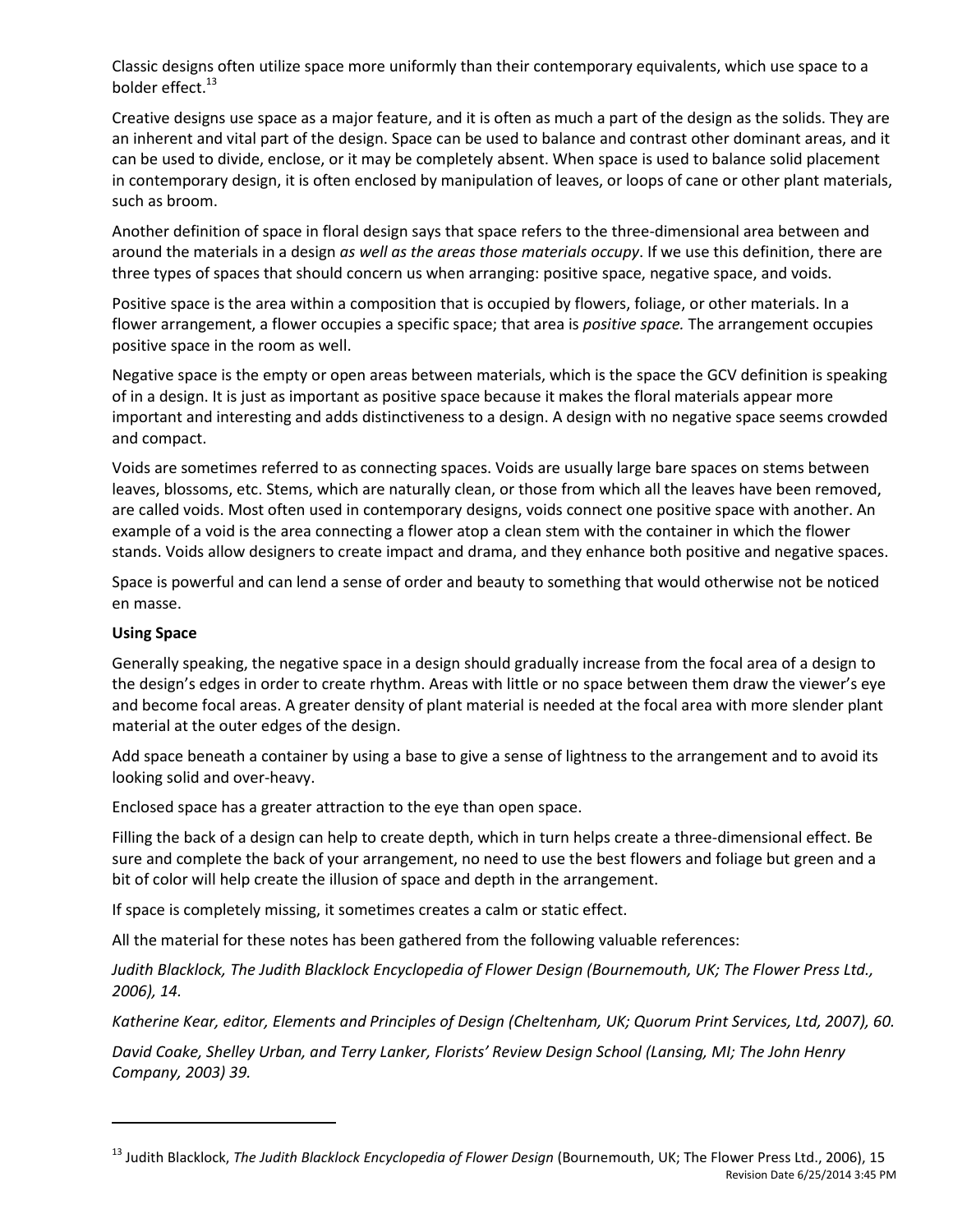Classic designs often utilize space more uniformly than their contemporary equivalents, which use space to a bolder effect.[13]

Creative designs use space as a major feature, and it is often as much a part of the design as the solids. They are an inherent and vital part of the design. Space can be used to balance and contrast other dominant areas, and it can be used to divide, enclose, or it may be completely absent. When space is used to balance solid placement in contemporary design, it is often enclosed by manipulation of leaves, or loops of cane or other plant materials, such as broom.

Another definition of space in floral design says that space refers to the three-dimensional area between and around the materials in a design *as well as the areas those materials occupy*. If we use this definition, there are three types of spaces that should concern us when arranging: positive space, negative space, and voids.

Positive space is the area within a composition that is occupied by flowers, foliage, or other materials. In a flower arrangement, a flower occupies a specific space; that area is *positive space.* The arrangement occupies positive space in the room as well.

Negative space is the empty or open areas between materials, which is the space the GCV definition is speaking of in a design. It is just as important as positive space because it makes the floral materials appear more important and interesting and adds distinctiveness to a design. A design with no negative space seems crowded and compact.

Voids are sometimes referred to as connecting spaces. Voids are usually large bare spaces on stems between leaves, blossoms, etc. Stems, which are naturally clean, or those from which all the leaves have been removed, are called voids. Most often used in contemporary designs, voids connect one positive space with another. An example of a void is the area connecting a flower atop a clean stem with the container in which the flower stands. Voids allow designers to create impact and drama, and they enhance both positive and negative spaces.

Space is powerful and can lend a sense of order and beauty to something that would otherwise not be noticed en masse.

**Using Space**

Generally speaking, the negative space in a design should gradually increase from the focal area of a design to the design's edges in order to create rhythm. Areas with little or no space between them draw the viewer's eye and become focal areas. A greater density of plant material is needed at the focal area with more slender plant material at the outer edges of the design.

Add space beneath a container by using a base to give a sense of lightness to the arrangement and to avoid its looking solid and over-heavy.

Enclosed space has a greater attraction to the eye than open space.

Filling the back of a design can help to create depth, which in turn helps create a three-dimensional effect. Be sure and complete the back of your arrangement, no need to use the best flowers and foliage but green and a bit of color will help create the illusion of space and depth in the arrangement.

If space is completely missing, it sometimes creates a calm or static effect.

All the material for these notes has been gathered from the following valuable references:

*Judith Blacklock, The Judith Blacklock Encyclopedia of Flower Design (Bournemouth, UK; The Flower Press Ltd., 2006), 14.*

*Katherine Kear, editor, Elements and Principles of Design (Cheltenham, UK; Quorum Print Services, Ltd, 2007), 60.*

*David Coake, Shelley Urban, and Terry Lanker, Florists' Review Design School (Lansing, MI; The John Henry Company, 2003) 39.*

---

[13] Judith Blacklock, *The Judith Blacklock Encyclopedia of Flower Design* (Bournemouth, UK; The Flower Press Ltd., 2006), 15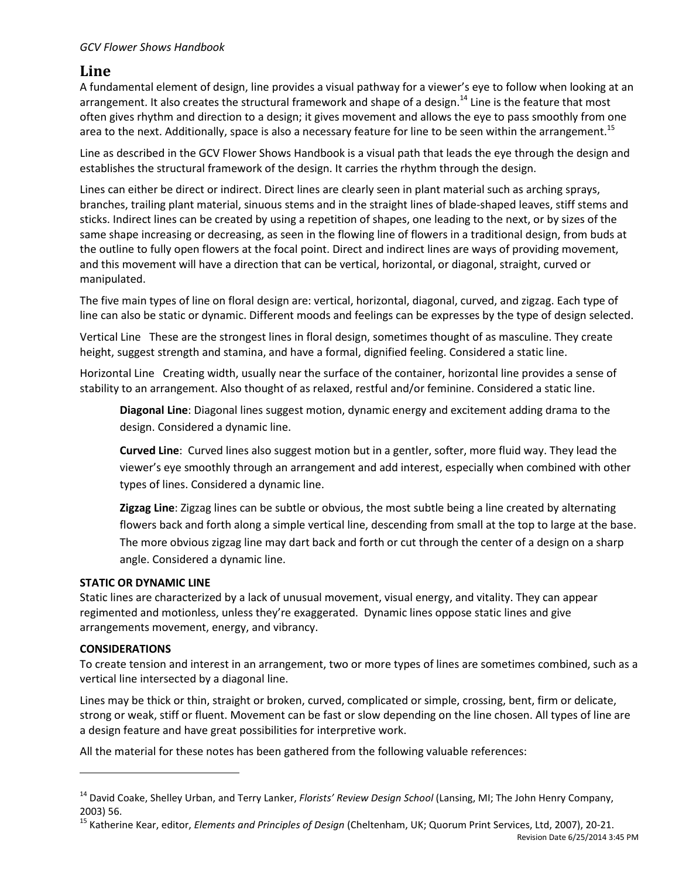## Line

A fundamental element of design, line provides a visual pathway for a viewer's eye to follow when looking at an arrangement. It also creates the structural framework and shape of a design.[14] Line is the feature that most often gives rhythm and direction to a design; it gives movement and allows the eye to pass smoothly from one area to the next. Additionally, space is also a necessary feature for line to be seen within the arrangement.[15]

Line as described in the GCV Flower Shows Handbook is a visual path that leads the eye through the design and establishes the structural framework of the design. It carries the rhythm through the design.

Lines can either be direct or indirect. Direct lines are clearly seen in plant material such as arching sprays, branches, trailing plant material, sinuous stems and in the straight lines of blade-shaped leaves, stiff stems and sticks. Indirect lines can be created by using a repetition of shapes, one leading to the next, or by sizes of the same shape increasing or decreasing, as seen in the flowing line of flowers in a traditional design, from buds at the outline to fully open flowers at the focal point. Direct and indirect lines are ways of providing movement, and this movement will have a direction that can be vertical, horizontal, or diagonal, straight, curved or manipulated.

The five main types of line on floral design are: vertical, horizontal, diagonal, curved, and zigzag. Each type of line can also be static or dynamic. Different moods and feelings can be expresses by the type of design selected.

Vertical Line These are the strongest lines in floral design, sometimes thought of as masculine. They create height, suggest strength and stamina, and have a formal, dignified feeling. Considered a static line.

Horizontal Line Creating width, usually near the surface of the container, horizontal line provides a sense of stability to an arrangement. Also thought of as relaxed, restful and/or feminine. Considered a static line.

**Diagonal Line**: Diagonal lines suggest motion, dynamic energy and excitement adding drama to the design. Considered a dynamic line.

**Curved Line**: Curved lines also suggest motion but in a gentler, softer, more fluid way. They lead the viewer's eye smoothly through an arrangement and add interest, especially when combined with other types of lines. Considered a dynamic line.

**Zigzag Line**: Zigzag lines can be subtle or obvious, the most subtle being a line created by alternating flowers back and forth along a simple vertical line, descending from small at the top to large at the base. The more obvious zigzag line may dart back and forth or cut through the center of a design on a sharp angle. Considered a dynamic line.

**STATIC OR DYNAMIC LINE**

Static lines are characterized by a lack of unusual movement, visual energy, and vitality. They can appear regimented and motionless, unless they're exaggerated. Dynamic lines oppose static lines and give arrangements movement, energy, and vibrancy.

**CONSIDERATIONS**

To create tension and interest in an arrangement, two or more types of lines are sometimes combined, such as a vertical line intersected by a diagonal line.

Lines may be thick or thin, straight or broken, curved, complicated or simple, crossing, bent, firm or delicate, strong or weak, stiff or fluent. Movement can be fast or slow depending on the line chosen. All types of line are a design feature and have great possibilities for interpretive work.

All the material for these notes has been gathered from the following valuable references:

---

[14] David Coake, Shelley Urban, and Terry Lanker, *Florists' Review Design School* (Lansing, MI; The John Henry Company, 2003) 56.

[15] Katherine Kear, editor, *Elements and Principles of Design* (Cheltenham, UK; Quorum Print Services, Ltd, 2007), 20-21.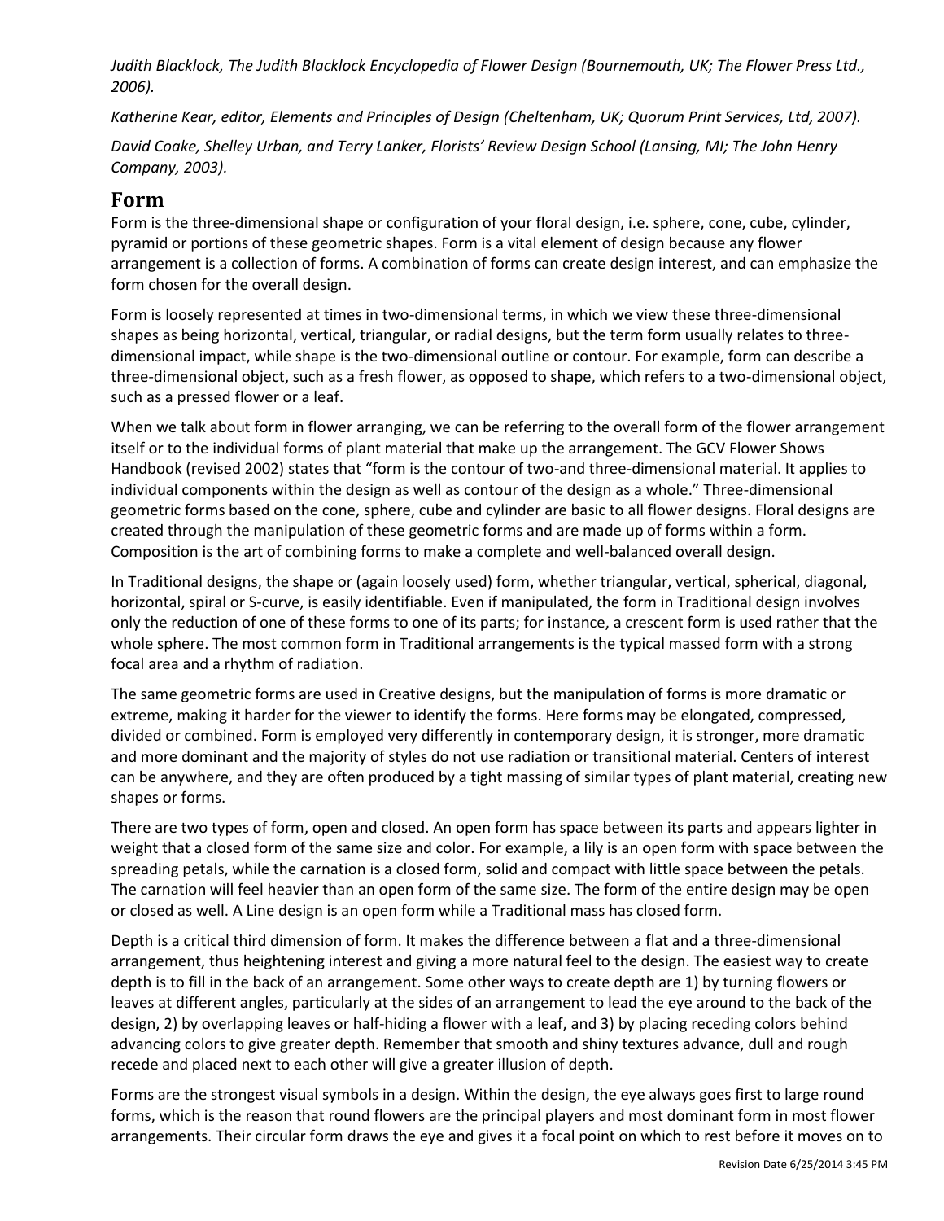*Judith Blacklock, The Judith Blacklock Encyclopedia of Flower Design (Bournemouth, UK; The Flower Press Ltd., 2006).*

*Katherine Kear, editor, Elements and Principles of Design (Cheltenham, UK; Quorum Print Services, Ltd, 2007).*

*David Coake, Shelley Urban, and Terry Lanker, Florists' Review Design School (Lansing, MI; The John Henry Company, 2003).*

## Form

Form is the three-dimensional shape or configuration of your floral design, i.e. sphere, cone, cube, cylinder, pyramid or portions of these geometric shapes. Form is a vital element of design because any flower arrangement is a collection of forms. A combination of forms can create design interest, and can emphasize the form chosen for the overall design.

Form is loosely represented at times in two-dimensional terms, in which we view these three-dimensional shapes as being horizontal, vertical, triangular, or radial designs, but the term form usually relates to three-dimensional impact, while shape is the two-dimensional outline or contour. For example, form can describe a three-dimensional object, such as a fresh flower, as opposed to shape, which refers to a two-dimensional object, such as a pressed flower or a leaf.

When we talk about form in flower arranging, we can be referring to the overall form of the flower arrangement itself or to the individual forms of plant material that make up the arrangement. The GCV Flower Shows Handbook (revised 2002) states that "form is the contour of two-and three-dimensional material. It applies to individual components within the design as well as contour of the design as a whole." Three-dimensional geometric forms based on the cone, sphere, cube and cylinder are basic to all flower designs. Floral designs are created through the manipulation of these geometric forms and are made up of forms within a form. Composition is the art of combining forms to make a complete and well-balanced overall design.

In Traditional designs, the shape or (again loosely used) form, whether triangular, vertical, spherical, diagonal, horizontal, spiral or S-curve, is easily identifiable. Even if manipulated, the form in Traditional design involves only the reduction of one of these forms to one of its parts; for instance, a crescent form is used rather that the whole sphere. The most common form in Traditional arrangements is the typical massed form with a strong focal area and a rhythm of radiation.

The same geometric forms are used in Creative designs, but the manipulation of forms is more dramatic or extreme, making it harder for the viewer to identify the forms. Here forms may be elongated, compressed, divided or combined. Form is employed very differently in contemporary design, it is stronger, more dramatic and more dominant and the majority of styles do not use radiation or transitional material. Centers of interest can be anywhere, and they are often produced by a tight massing of similar types of plant material, creating new shapes or forms.

There are two types of form, open and closed. An open form has space between its parts and appears lighter in weight that a closed form of the same size and color. For example, a lily is an open form with space between the spreading petals, while the carnation is a closed form, solid and compact with little space between the petals. The carnation will feel heavier than an open form of the same size. The form of the entire design may be open or closed as well. A Line design is an open form while a Traditional mass has closed form.

Depth is a critical third dimension of form. It makes the difference between a flat and a three-dimensional arrangement, thus heightening interest and giving a more natural feel to the design. The easiest way to create depth is to fill in the back of an arrangement. Some other ways to create depth are 1) by turning flowers or leaves at different angles, particularly at the sides of an arrangement to lead the eye around to the back of the design, 2) by overlapping leaves or half-hiding a flower with a leaf, and 3) by placing receding colors behind advancing colors to give greater depth. Remember that smooth and shiny textures advance, dull and rough recede and placed next to each other will give a greater illusion of depth.

Forms are the strongest visual symbols in a design. Within the design, the eye always goes first to large round forms, which is the reason that round flowers are the principal players and most dominant form in most flower arrangements. Their circular form draws the eye and gives it a focal point on which to rest before it moves on to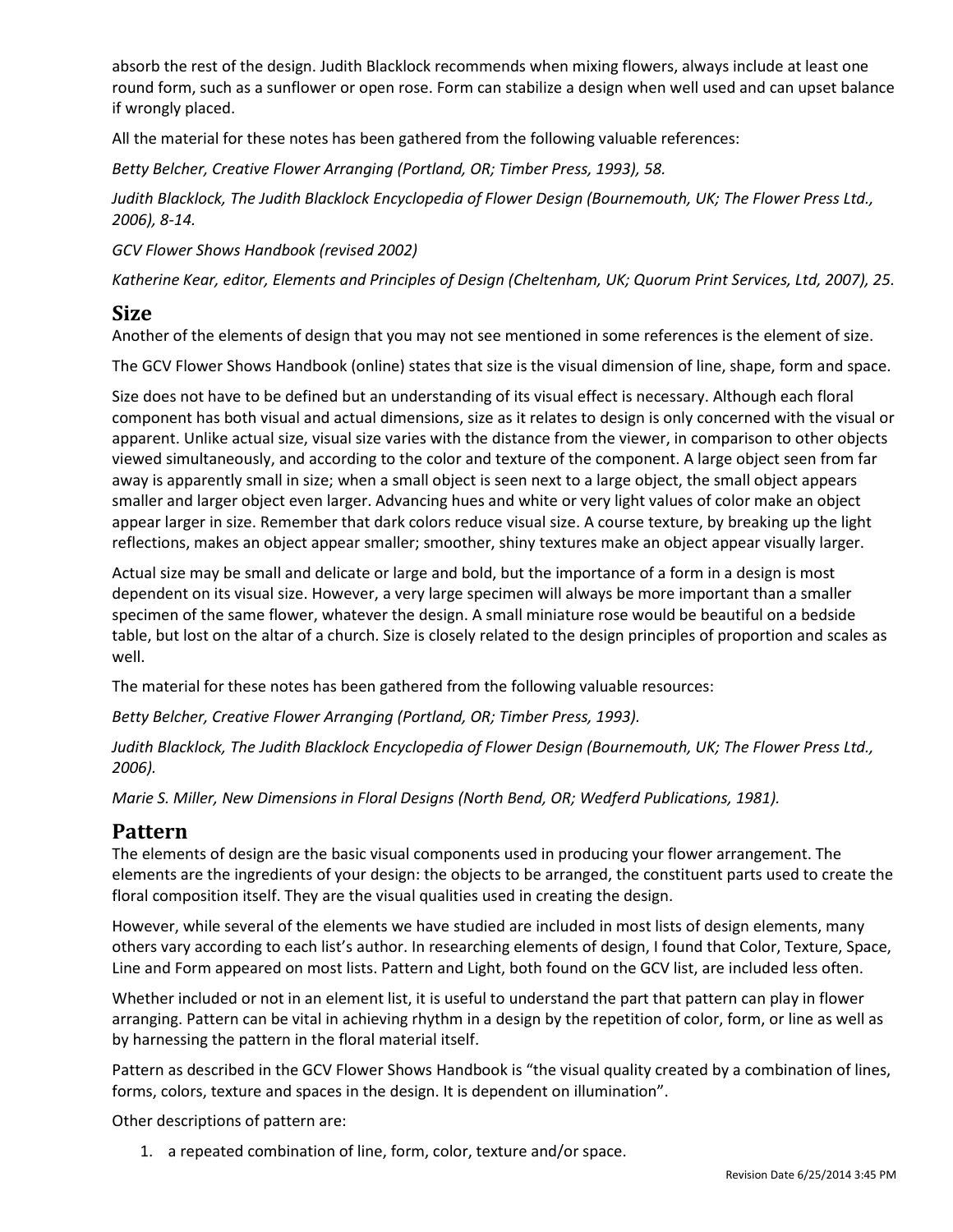absorb the rest of the design. Judith Blacklock recommends when mixing flowers, always include at least one round form, such as a sunflower or open rose. Form can stabilize a design when well used and can upset balance if wrongly placed.

All the material for these notes has been gathered from the following valuable references:

*Betty Belcher, Creative Flower Arranging (Portland, OR; Timber Press, 1993), 58.*

*Judith Blacklock, The Judith Blacklock Encyclopedia of Flower Design (Bournemouth, UK; The Flower Press Ltd., 2006), 8-14.*

*GCV Flower Shows Handbook (revised 2002)*

*Katherine Kear, editor, Elements and Principles of Design (Cheltenham, UK; Quorum Print Services, Ltd, 2007), 25.*

## Size

Another of the elements of design that you may not see mentioned in some references is the element of size.

The GCV Flower Shows Handbook (online) states that size is the visual dimension of line, shape, form and space.

Size does not have to be defined but an understanding of its visual effect is necessary. Although each floral component has both visual and actual dimensions, size as it relates to design is only concerned with the visual or apparent. Unlike actual size, visual size varies with the distance from the viewer, in comparison to other objects viewed simultaneously, and according to the color and texture of the component. A large object seen from far away is apparently small in size; when a small object is seen next to a large object, the small object appears smaller and larger object even larger. Advancing hues and white or very light values of color make an object appear larger in size. Remember that dark colors reduce visual size. A course texture, by breaking up the light reflections, makes an object appear smaller; smoother, shiny textures make an object appear visually larger.

Actual size may be small and delicate or large and bold, but the importance of a form in a design is most dependent on its visual size. However, a very large specimen will always be more important than a smaller specimen of the same flower, whatever the design. A small miniature rose would be beautiful on a bedside table, but lost on the altar of a church. Size is closely related to the design principles of proportion and scales as well.

The material for these notes has been gathered from the following valuable resources:

*Betty Belcher, Creative Flower Arranging (Portland, OR; Timber Press, 1993).*

*Judith Blacklock, The Judith Blacklock Encyclopedia of Flower Design (Bournemouth, UK; The Flower Press Ltd., 2006).*

*Marie S. Miller, New Dimensions in Floral Designs (North Bend, OR; Wedferd Publications, 1981).*

## Pattern

The elements of design are the basic visual components used in producing your flower arrangement. The elements are the ingredients of your design: the objects to be arranged, the constituent parts used to create the floral composition itself. They are the visual qualities used in creating the design.

However, while several of the elements we have studied are included in most lists of design elements, many others vary according to each list's author. In researching elements of design, I found that Color, Texture, Space, Line and Form appeared on most lists. Pattern and Light, both found on the GCV list, are included less often.

Whether included or not in an element list, it is useful to understand the part that pattern can play in flower arranging. Pattern can be vital in achieving rhythm in a design by the repetition of color, form, or line as well as by harnessing the pattern in the floral material itself.

Pattern as described in the GCV Flower Shows Handbook is "the visual quality created by a combination of lines, forms, colors, texture and spaces in the design. It is dependent on illumination".

Other descriptions of pattern are:

1. a repeated combination of line, form, color, texture and/or space.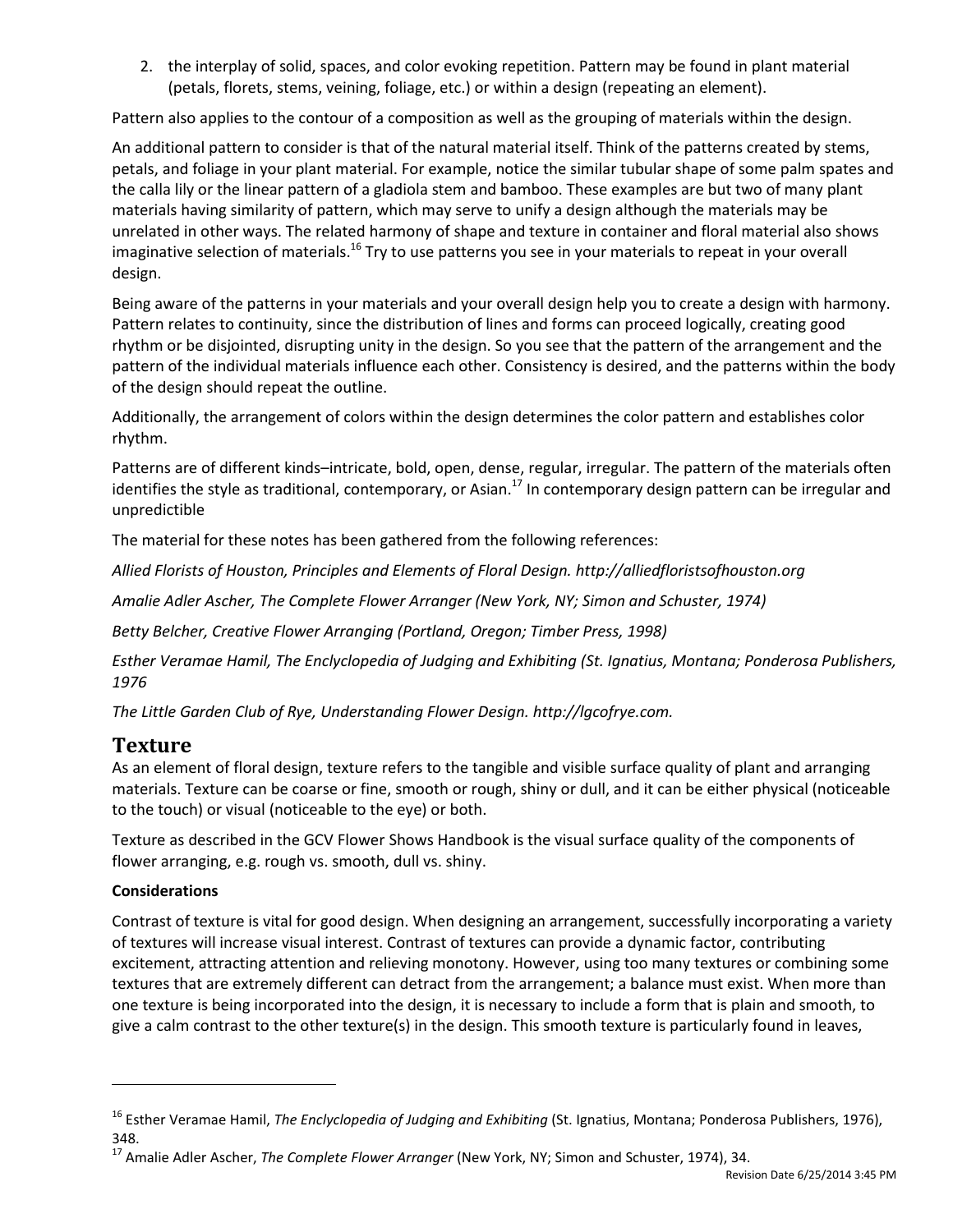2. the interplay of solid, spaces, and color evoking repetition. Pattern may be found in plant material (petals, florets, stems, veining, foliage, etc.) or within a design (repeating an element).

Pattern also applies to the contour of a composition as well as the grouping of materials within the design.

An additional pattern to consider is that of the natural material itself. Think of the patterns created by stems, petals, and foliage in your plant material. For example, notice the similar tubular shape of some palm spates and the calla lily or the linear pattern of a gladiola stem and bamboo. These examples are but two of many plant materials having similarity of pattern, which may serve to unify a design although the materials may be unrelated in other ways. The related harmony of shape and texture in container and floral material also shows imaginative selection of materials.[16] Try to use patterns you see in your materials to repeat in your overall design.

Being aware of the patterns in your materials and your overall design help you to create a design with harmony. Pattern relates to continuity, since the distribution of lines and forms can proceed logically, creating good rhythm or be disjointed, disrupting unity in the design. So you see that the pattern of the arrangement and the pattern of the individual materials influence each other. Consistency is desired, and the patterns within the body of the design should repeat the outline.

Additionally, the arrangement of colors within the design determines the color pattern and establishes color rhythm.

Patterns are of different kinds–intricate, bold, open, dense, regular, irregular. The pattern of the materials often identifies the style as traditional, contemporary, or Asian.[17] In contemporary design pattern can be irregular and unpredictible

The material for these notes has been gathered from the following references:

*Allied Florists of Houston, Principles and Elements of Floral Design. http://alliedfloristsofhouston.org*

*Amalie Adler Ascher, The Complete Flower Arranger (New York, NY; Simon and Schuster, 1974)*

*Betty Belcher, Creative Flower Arranging (Portland, Oregon; Timber Press, 1998)*

*Esther Veramae Hamil, The Enclyclopedia of Judging and Exhibiting (St. Ignatius, Montana; Ponderosa Publishers, 1976*

*The Little Garden Club of Rye, Understanding Flower Design. http://lgcofrye.com.*

## Texture

As an element of floral design, texture refers to the tangible and visible surface quality of plant and arranging materials. Texture can be coarse or fine, smooth or rough, shiny or dull, and it can be either physical (noticeable to the touch) or visual (noticeable to the eye) or both.

Texture as described in the GCV Flower Shows Handbook is the visual surface quality of the components of flower arranging, e.g. rough vs. smooth, dull vs. shiny.

**Considerations**

Contrast of texture is vital for good design. When designing an arrangement, successfully incorporating a variety of textures will increase visual interest. Contrast of textures can provide a dynamic factor, contributing excitement, attracting attention and relieving monotony. However, using too many textures or combining some textures that are extremely different can detract from the arrangement; a balance must exist. When more than one texture is being incorporated into the design, it is necessary to include a form that is plain and smooth, to give a calm contrast to the other texture(s) in the design. This smooth texture is particularly found in leaves,

---

[16] Esther Veramae Hamil, *The Enclyclopedia of Judging and Exhibiting* (St. Ignatius, Montana; Ponderosa Publishers, 1976), 348.

[17] Amalie Adler Ascher, *The Complete Flower Arranger* (New York, NY; Simon and Schuster, 1974), 34.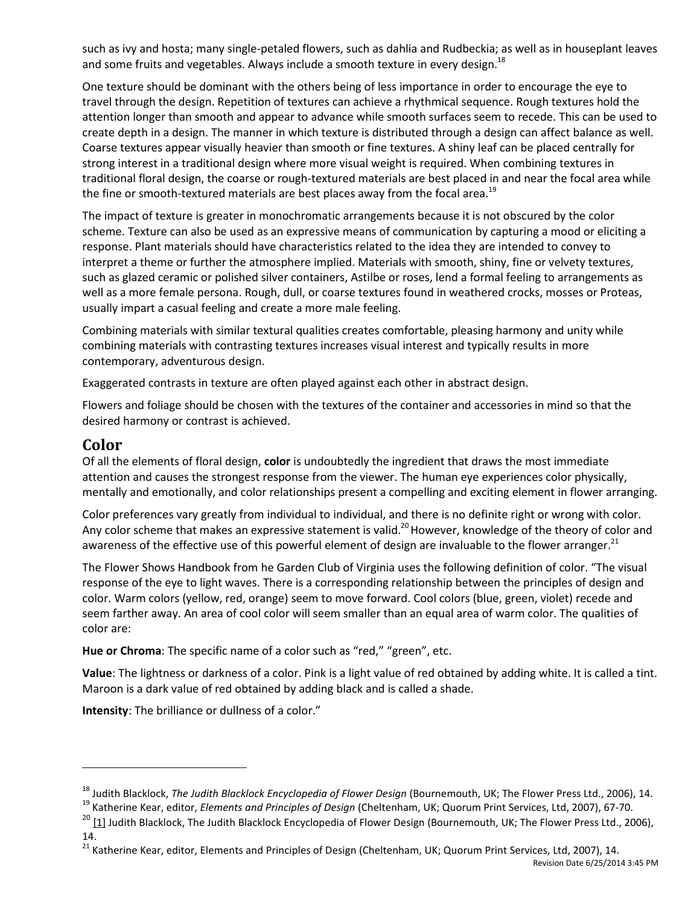such as ivy and hosta; many single-petaled flowers, such as dahlia and Rudbeckia; as well as in houseplant leaves and some fruits and vegetables. Always include a smooth texture in every design.[18]

One texture should be dominant with the others being of less importance in order to encourage the eye to travel through the design. Repetition of textures can achieve a rhythmical sequence. Rough textures hold the attention longer than smooth and appear to advance while smooth surfaces seem to recede. This can be used to create depth in a design. The manner in which texture is distributed through a design can affect balance as well. Coarse textures appear visually heavier than smooth or fine textures. A shiny leaf can be placed centrally for strong interest in a traditional design where more visual weight is required. When combining textures in traditional floral design, the coarse or rough-textured materials are best placed in and near the focal area while the fine or smooth-textured materials are best places away from the focal area.[19]

The impact of texture is greater in monochromatic arrangements because it is not obscured by the color scheme. Texture can also be used as an expressive means of communication by capturing a mood or eliciting a response. Plant materials should have characteristics related to the idea they are intended to convey to interpret a theme or further the atmosphere implied. Materials with smooth, shiny, fine or velvety textures, such as glazed ceramic or polished silver containers, Astilbe or roses, lend a formal feeling to arrangements as well as a more female persona. Rough, dull, or coarse textures found in weathered crocks, mosses or Proteas, usually impart a casual feeling and create a more male feeling.

Combining materials with similar textural qualities creates comfortable, pleasing harmony and unity while combining materials with contrasting textures increases visual interest and typically results in more contemporary, adventurous design.

Exaggerated contrasts in texture are often played against each other in abstract design.

Flowers and foliage should be chosen with the textures of the container and accessories in mind so that the desired harmony or contrast is achieved.

## Color

Of all the elements of floral design, **color** is undoubtedly the ingredient that draws the most immediate attention and causes the strongest response from the viewer. The human eye experiences color physically, mentally and emotionally, and color relationships present a compelling and exciting element in flower arranging.

Color preferences vary greatly from individual to individual, and there is no definite right or wrong with color. Any color scheme that makes an expressive statement is valid.[20] However, knowledge of the theory of color and awareness of the effective use of this powerful element of design are invaluable to the flower arranger.[21]

The Flower Shows Handbook from he Garden Club of Virginia uses the following definition of color. "The visual response of the eye to light waves. There is a corresponding relationship between the principles of design and color. Warm colors (yellow, red, orange) seem to move forward. Cool colors (blue, green, violet) recede and seem farther away. An area of cool color will seem smaller than an equal area of warm color. The qualities of color are:

**Hue or Chroma**: The specific name of a color such as "red," "green", etc.

**Value**: The lightness or darkness of a color. Pink is a light value of red obtained by adding white. It is called a tint. Maroon is a dark value of red obtained by adding black and is called a shade.

**Intensity**: The brilliance or dullness of a color."

---

[18] Judith Blacklock, *The Judith Blacklock Encyclopedia of Flower Design* (Bournemouth, UK; The Flower Press Ltd., 2006), 14.

[19] Katherine Kear, editor, *Elements and Principles of Design* (Cheltenham, UK; Quorum Print Services, Ltd, 2007), 67-70.

[20] [1] Judith Blacklock, The Judith Blacklock Encyclopedia of Flower Design (Bournemouth, UK; The Flower Press Ltd., 2006), 14.

[21] Katherine Kear, editor, Elements and Principles of Design (Cheltenham, UK; Quorum Print Services, Ltd, 2007), 14.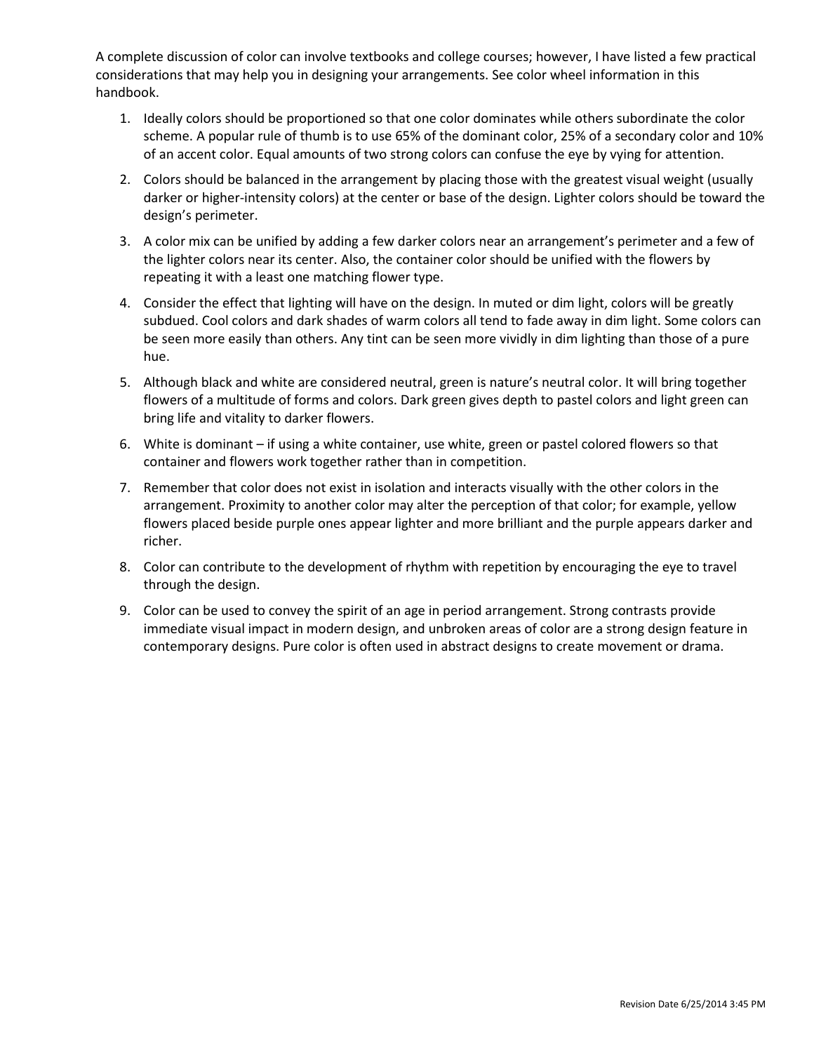A complete discussion of color can involve textbooks and college courses; however, I have listed a few practical considerations that may help you in designing your arrangements. See color wheel information in this handbook.

1. Ideally colors should be proportioned so that one color dominates while others subordinate the color scheme. A popular rule of thumb is to use 65% of the dominant color, 25% of a secondary color and 10% of an accent color. Equal amounts of two strong colors can confuse the eye by vying for attention.
2. Colors should be balanced in the arrangement by placing those with the greatest visual weight (usually darker or higher-intensity colors) at the center or base of the design. Lighter colors should be toward the design's perimeter.
3. A color mix can be unified by adding a few darker colors near an arrangement's perimeter and a few of the lighter colors near its center. Also, the container color should be unified with the flowers by repeating it with a least one matching flower type.
4. Consider the effect that lighting will have on the design. In muted or dim light, colors will be greatly subdued. Cool colors and dark shades of warm colors all tend to fade away in dim light. Some colors can be seen more easily than others. Any tint can be seen more vividly in dim lighting than those of a pure hue.
5. Although black and white are considered neutral, green is nature's neutral color. It will bring together flowers of a multitude of forms and colors. Dark green gives depth to pastel colors and light green can bring life and vitality to darker flowers.
6. White is dominant – if using a white container, use white, green or pastel colored flowers so that container and flowers work together rather than in competition.
7. Remember that color does not exist in isolation and interacts visually with the other colors in the arrangement. Proximity to another color may alter the perception of that color; for example, yellow flowers placed beside purple ones appear lighter and more brilliant and the purple appears darker and richer.
8. Color can contribute to the development of rhythm with repetition by encouraging the eye to travel through the design.
9. Color can be used to convey the spirit of an age in period arrangement. Strong contrasts provide immediate visual impact in modern design, and unbroken areas of color are a strong design feature in contemporary designs. Pure color is often used in abstract designs to create movement or drama.

Revision Date 6/25/2014 3:45 PM